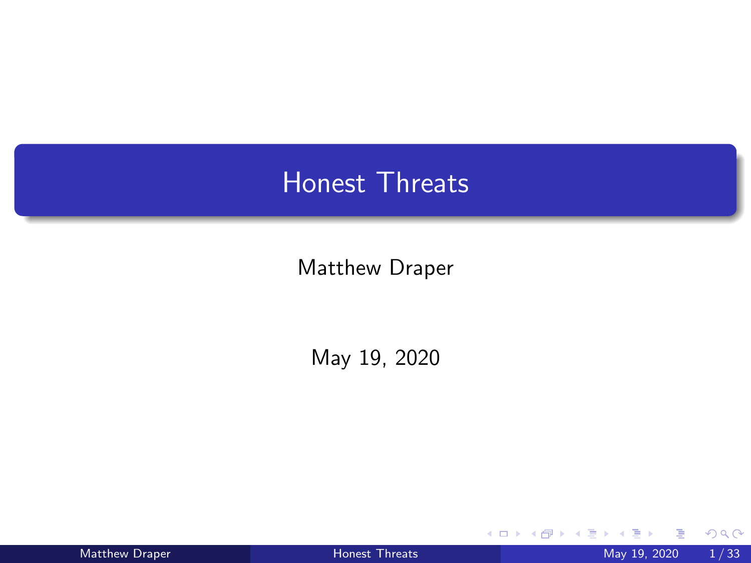# Honest Threats

Matthew Draper

May 19, 2020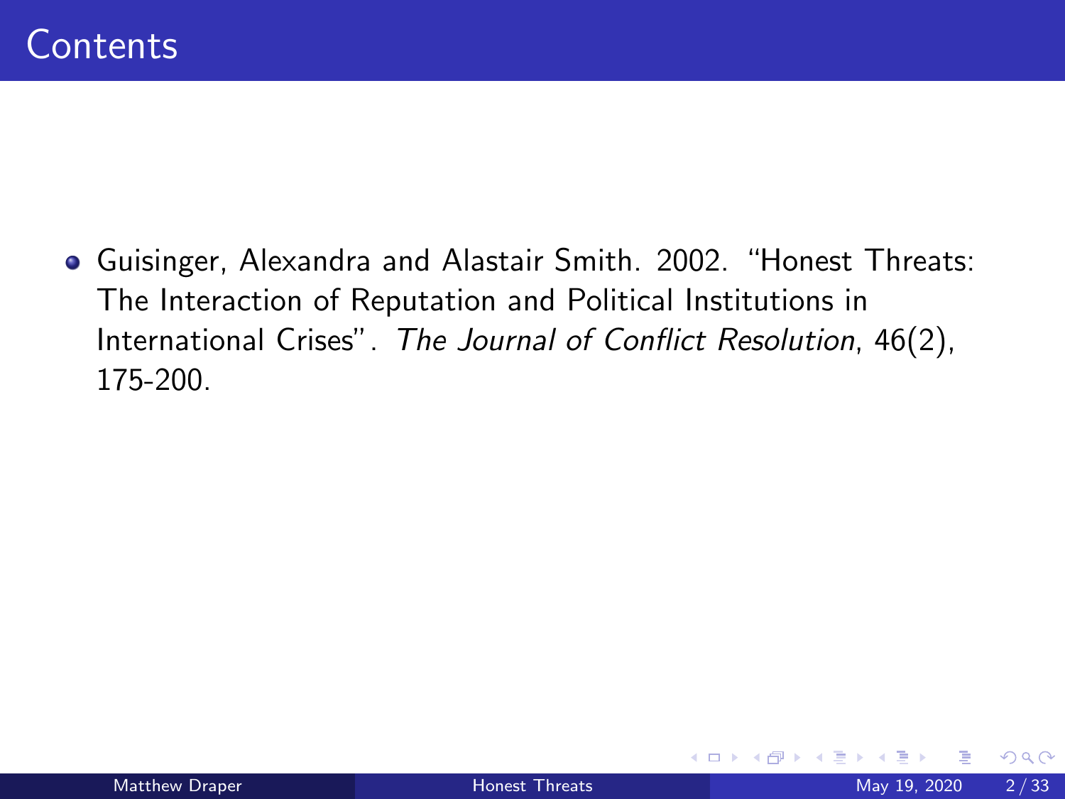# Contents

- Guisinger, Alexandra and Alastair Smith. 2002. "Honest Threats: The Interaction of Reputation and Political Institutions in International Crises". *The Journal of Conflict Resolution*, 46(2), 175-200.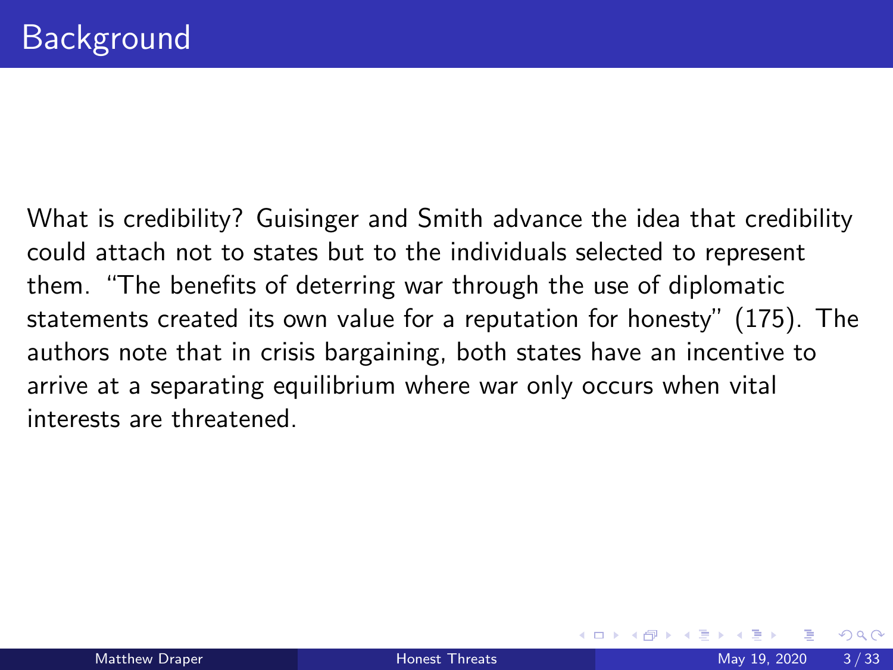# Background

What is credibility? Guisinger and Smith advance the idea that credibility could attach not to states but to the individuals selected to represent them. "The benefits of deterring war through the use of diplomatic statements created its own value for a reputation for honesty" (175). The authors note that in crisis bargaining, both states have an incentive to arrive at a separating equilibrium where war only occurs when vital interests are threatened.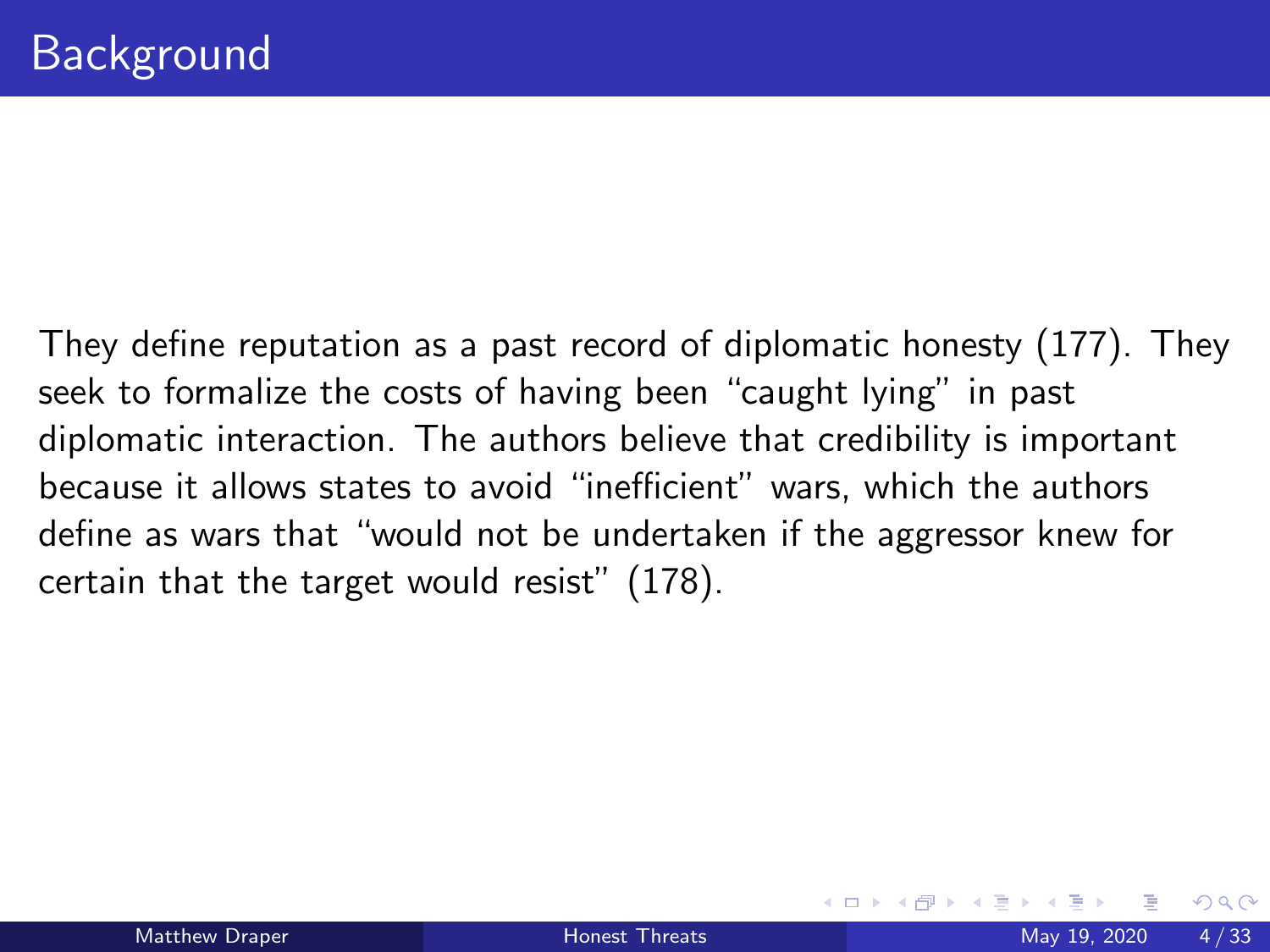# Background

They define reputation as a past record of diplomatic honesty (177). They seek to formalize the costs of having been "caught lying" in past diplomatic interaction. The authors believe that credibility is important because it allows states to avoid "inefficient" wars, which the authors define as wars that "would not be undertaken if the aggressor knew for certain that the target would resist" (178).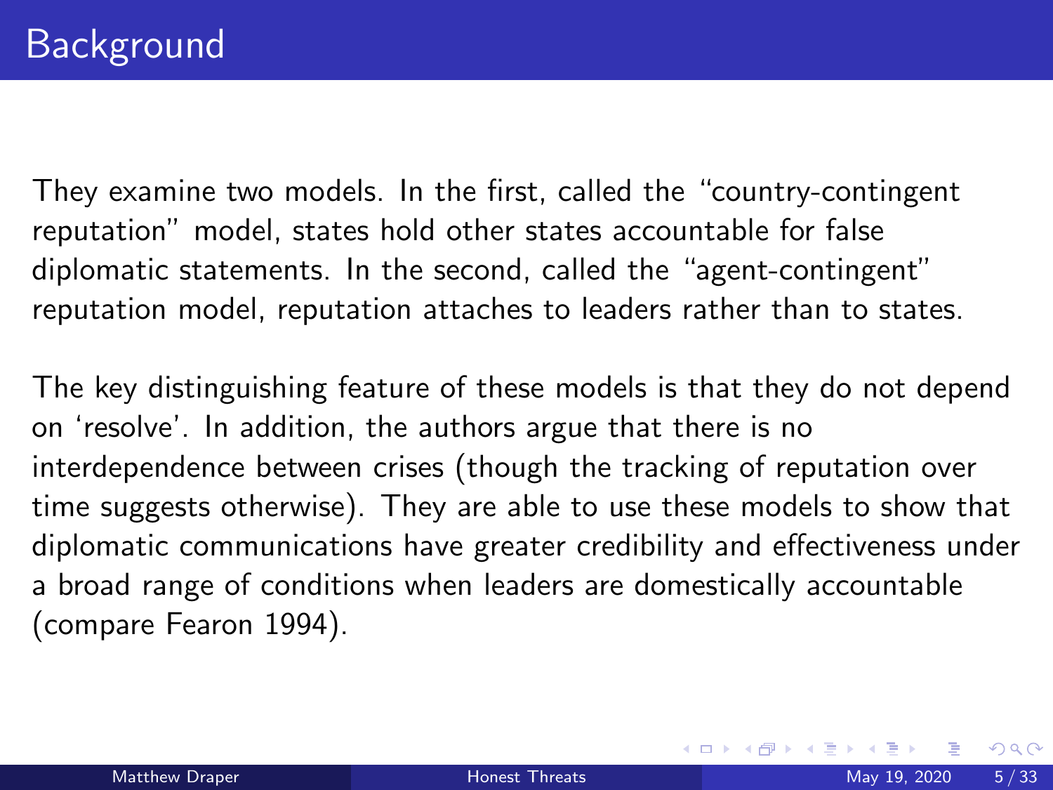# Background

They examine two models. In the first, called the "country-contingent reputation" model, states hold other states accountable for false diplomatic statements. In the second, called the "agent-contingent" reputation model, reputation attaches to leaders rather than to states.

The key distinguishing feature of these models is that they do not depend on 'resolve'. In addition, the authors argue that there is no interdependence between crises (though the tracking of reputation over time suggests otherwise). They are able to use these models to show that diplomatic communications have greater credibility and effectiveness under a broad range of conditions when leaders are domestically accountable (compare Fearon 1994).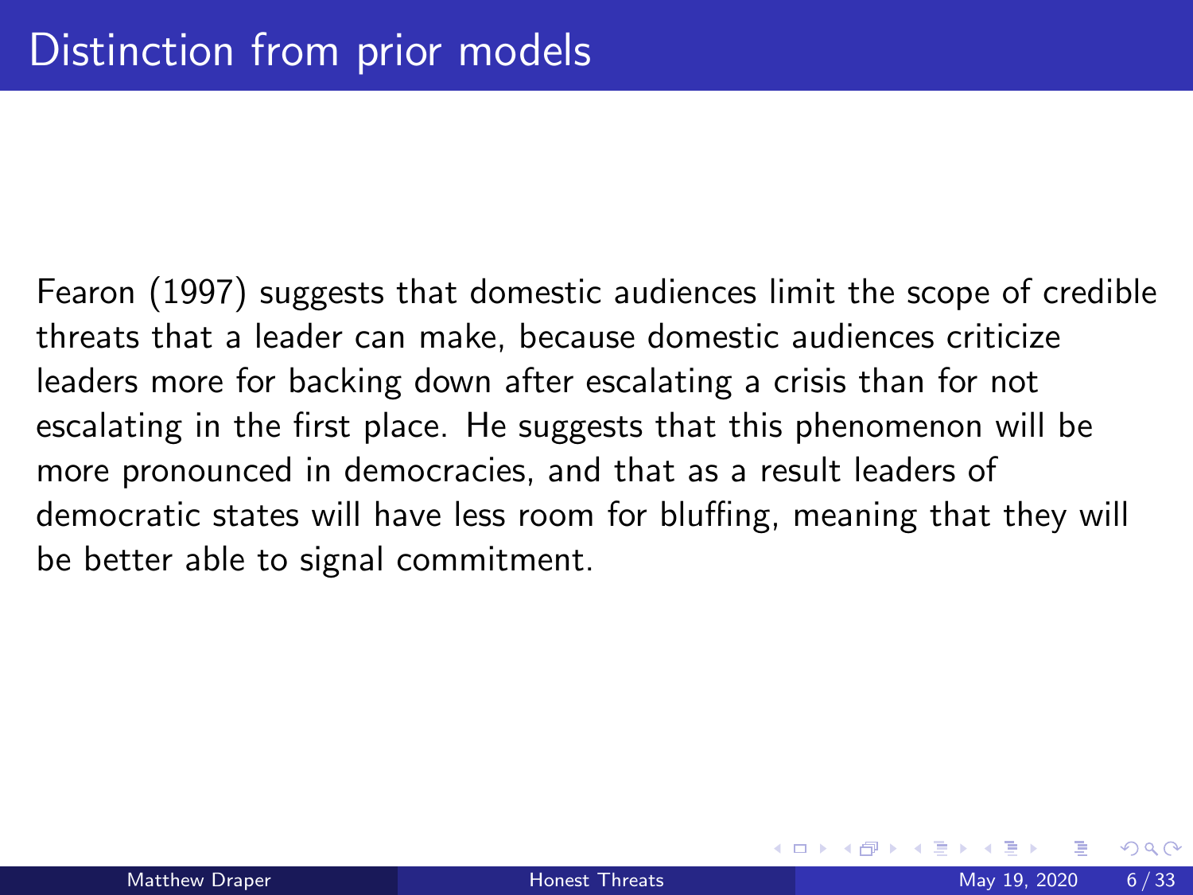# Distinction from prior models

Fearon (1997) suggests that domestic audiences limit the scope of credible threats that a leader can make, because domestic audiences criticize leaders more for backing down after escalating a crisis than for not escalating in the first place. He suggests that this phenomenon will be more pronounced in democracies, and that as a result leaders of democratic states will have less room for bluffing, meaning that they will be better able to signal commitment.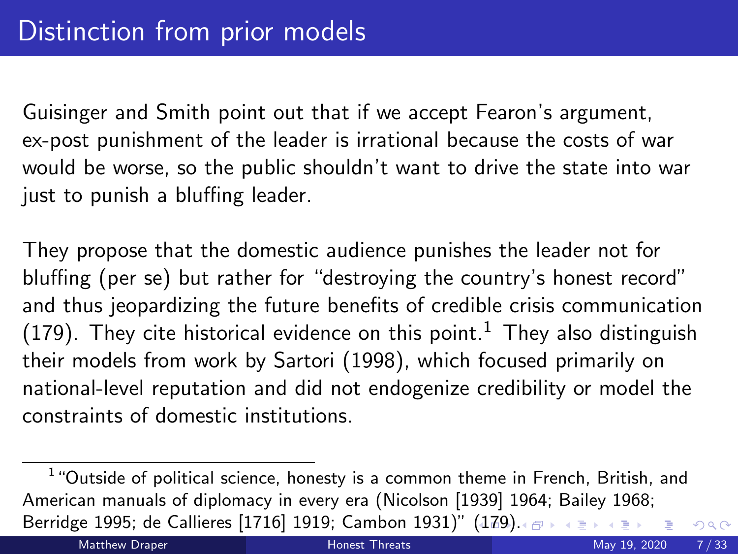# Distinction from prior models

Guisinger and Smith point out that if we accept Fearon's argument, ex-post punishment of the leader is irrational because the costs of war would be worse, so the public shouldn't want to drive the state into war just to punish a bluffing leader.

They propose that the domestic audience punishes the leader not for bluffing (per se) but rather for "destroying the country's honest record" and thus jeopardizing the future benefits of credible crisis communication (179). They cite historical evidence on this point.[1] They also distinguish their models from work by Sartori (1998), which focused primarily on national-level reputation and did not endogenize credibility or model the constraints of domestic institutions.

---

[1] "Outside of political science, honesty is a common theme in French, British, and American manuals of diplomacy in every era (Nicolson [1939] 1964; Bailey 1968; Berridge 1995; de Callieres [1716] 1919; Cambon 1931)" (179).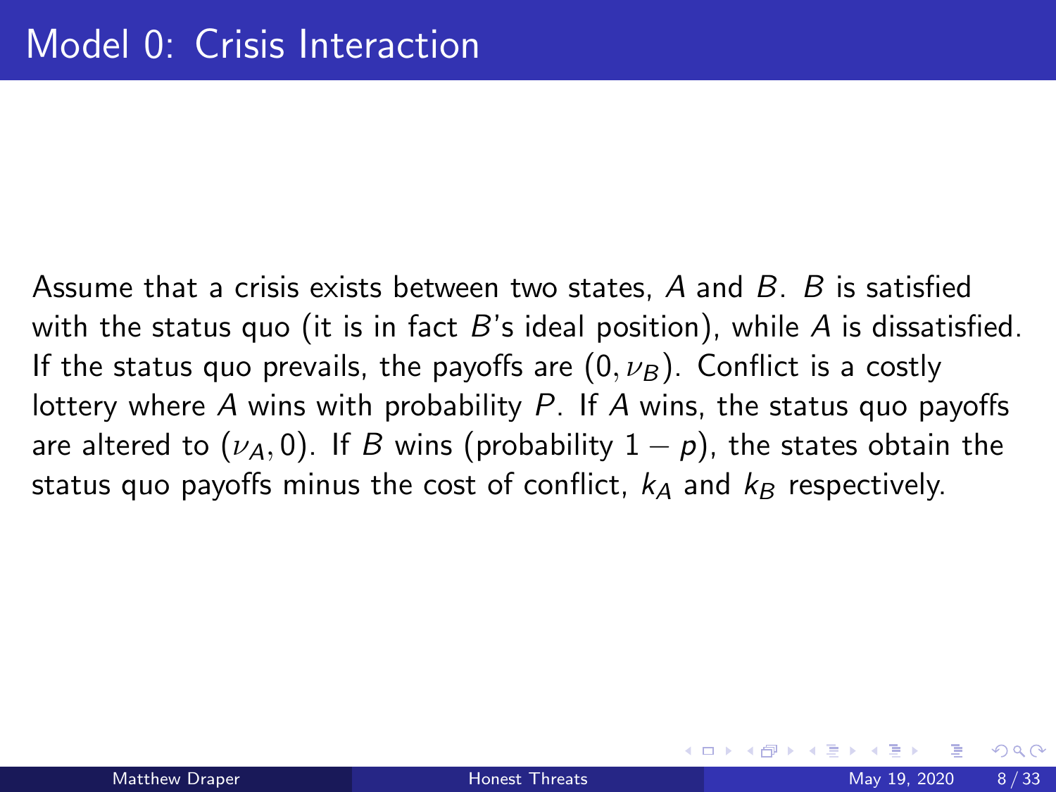# Model 0: Crisis Interaction

Assume that a crisis exists between two states, $A$ and $B$. $B$ is satisfied with the status quo (it is in fact $B$'s ideal position), while $A$ is dissatisfied. If the status quo prevails, the payoffs are $(0, \nu_B)$. Conflict is a costly lottery where $A$ wins with probability $P$. If $A$ wins, the status quo payoffs are altered to $(\nu_A, 0)$. If $B$ wins (probability $1 - p$), the states obtain the status quo payoffs minus the cost of conflict, $k_A$ and $k_B$ respectively.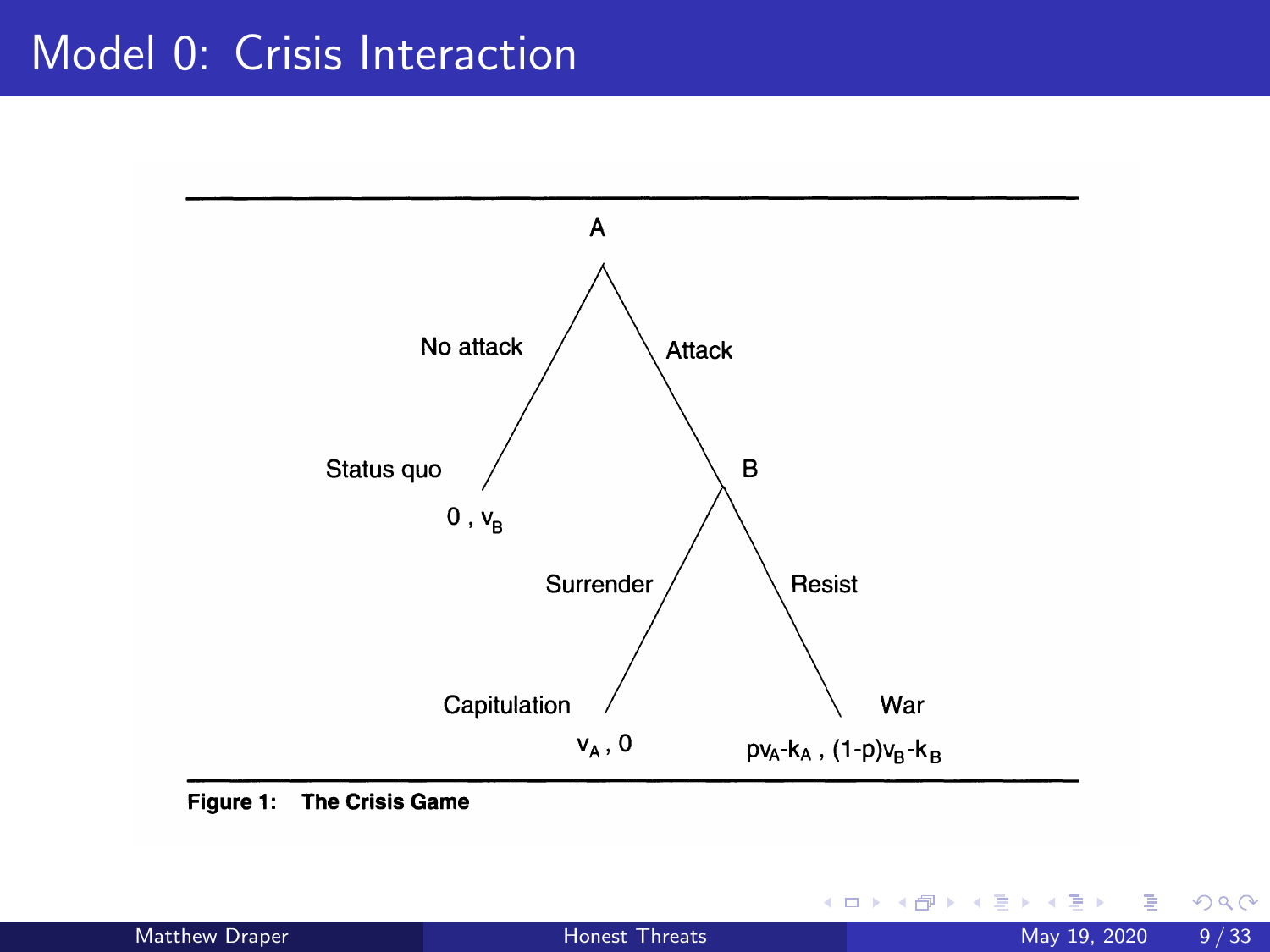# Model 0: Crisis Interaction

A

No attack — Status quo: $0\ ,\ v_B$

Attack → B

Surrender — Capitulation: $v_A\ ,\ 0$

Resist — War: $pv_A - k_A\ ,\ (1-p)v_B - k_B$

**Figure 1: The Crisis Game**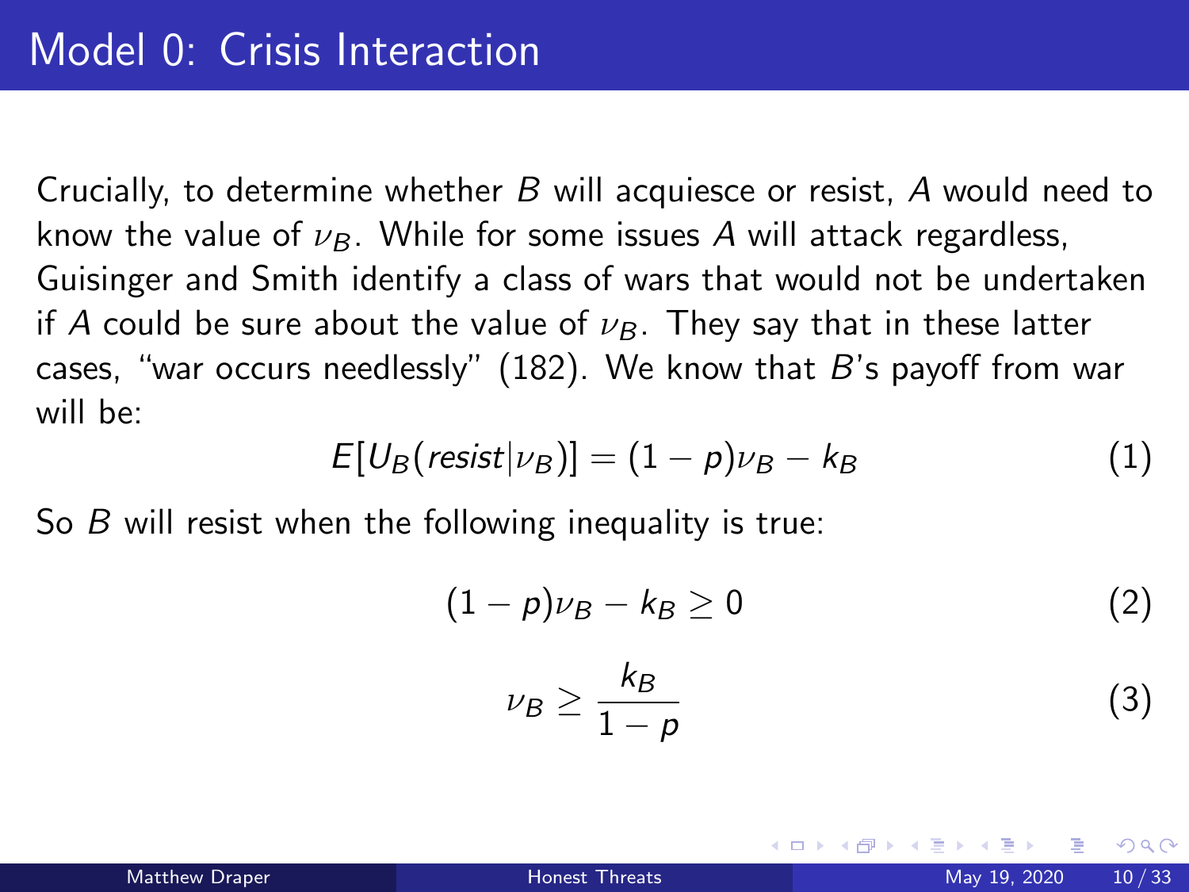# Model 0: Crisis Interaction

Crucially, to determine whether $B$ will acquiesce or resist, $A$ would need to know the value of $\nu_B$. While for some issues $A$ will attack regardless, Guisinger and Smith identify a class of wars that would not be undertaken if $A$ could be sure about the value of $\nu_B$. They say that in these latter cases, "war occurs needlessly" (182). We know that $B$'s payoff from war will be:

$$E[U_B(resist|\nu_B)] = (1-p)\nu_B - k_B \tag{1}$$

So $B$ will resist when the following inequality is true:

$$(1-p)\nu_B - k_B \geq 0 \tag{2}$$

$$\nu_B \geq \frac{k_B}{1-p} \tag{3}$$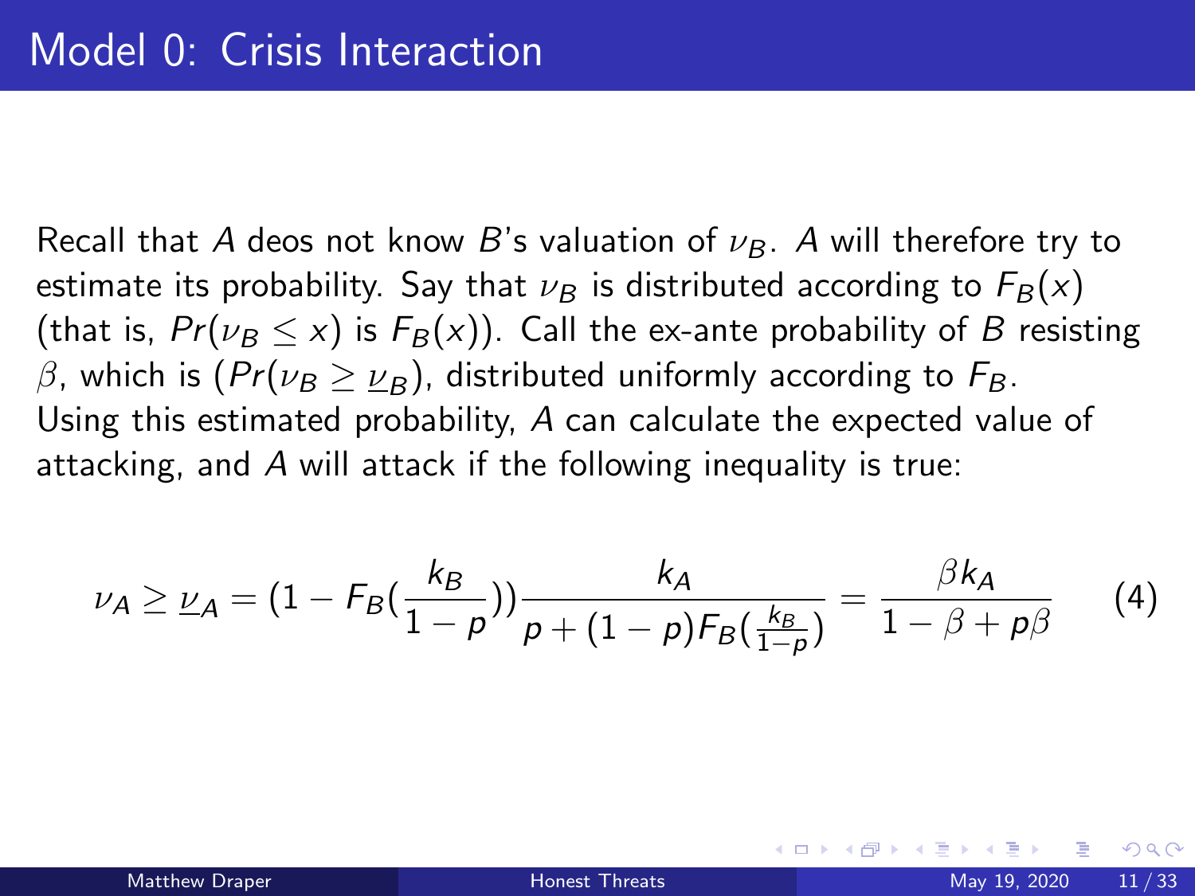# Model 0: Crisis Interaction

Recall that $A$ deos not know $B$'s valuation of $\nu_B$. $A$ will therefore try to estimate its probability. Say that $\nu_B$ is distributed according to $F_B(x)$ (that is, $Pr(\nu_B \leq x)$ is $F_B(x)$). Call the ex-ante probability of $B$ resisting $\beta$, which is $(Pr(\nu_B \geq \underline{\nu}_B)$, distributed uniformly according to $F_B$. Using this estimated probability, $A$ can calculate the expected value of attacking, and $A$ will attack if the following inequality is true:

$$\nu_A \geq \underline{\nu}_A = (1 - F_B(\frac{k_B}{1-p}))\frac{k_A}{p + (1-p)F_B(\frac{k_B}{1-p})} = \frac{\beta k_A}{1 - \beta + p\beta} \qquad (4)$$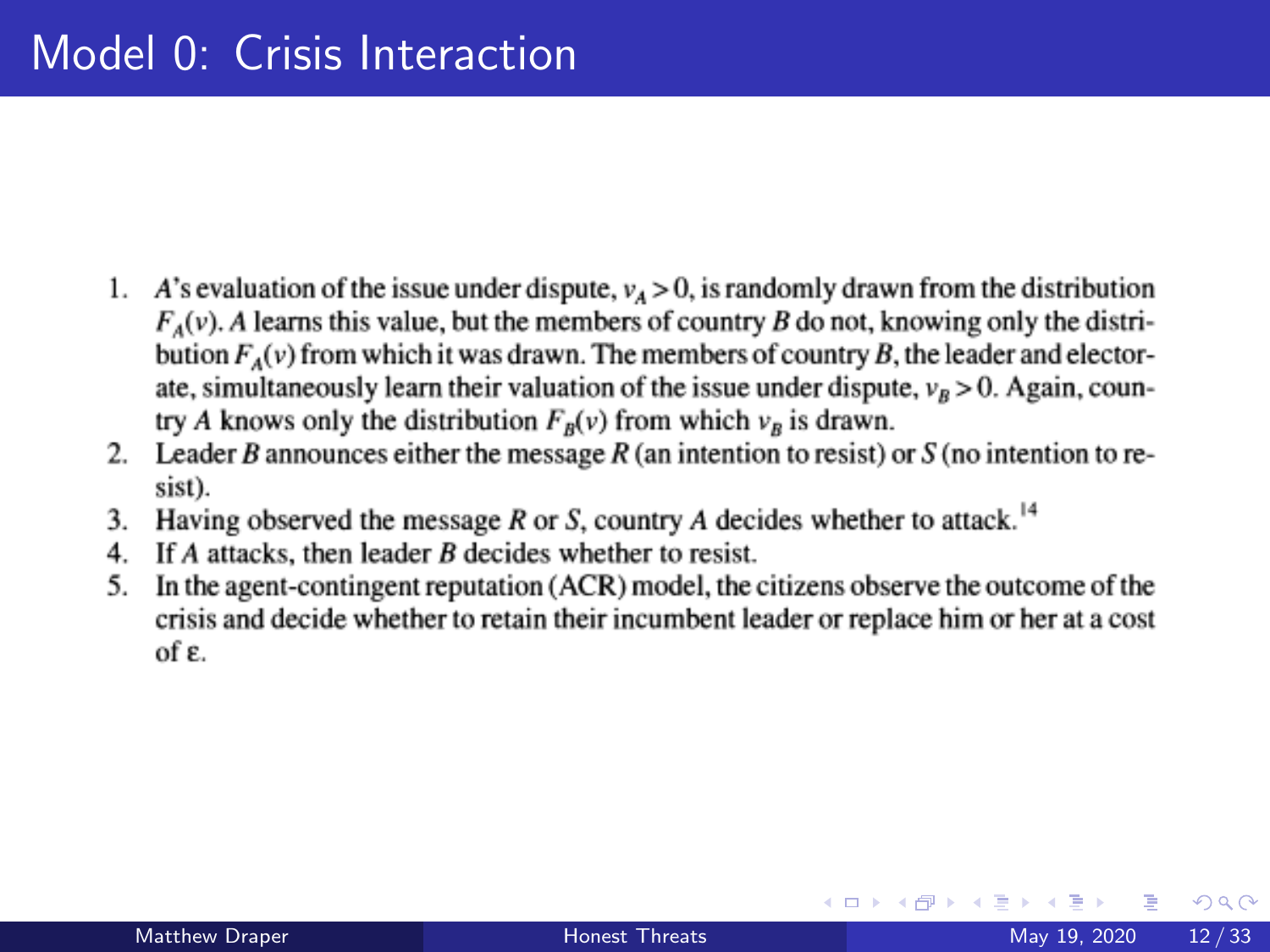# Model 0: Crisis Interaction

1. $A$'s evaluation of the issue under dispute, $v_A > 0$, is randomly drawn from the distribution $F_A(v)$. $A$ learns this value, but the members of country $B$ do not, knowing only the distribution $F_A(v)$ from which it was drawn. The members of country $B$, the leader and electorate, simultaneously learn their valuation of the issue under dispute, $v_B > 0$. Again, country $A$ knows only the distribution $F_B(v)$ from which $v_B$ is drawn.
2. Leader $B$ announces either the message $R$ (an intention to resist) or $S$ (no intention to resist).
3. Having observed the message $R$ or $S$, country $A$ decides whether to attack.[14]
4. If $A$ attacks, then leader $B$ decides whether to resist.
5. In the agent-contingent reputation (ACR) model, the citizens observe the outcome of the crisis and decide whether to retain their incumbent leader or replace him or her at a cost of $\varepsilon$.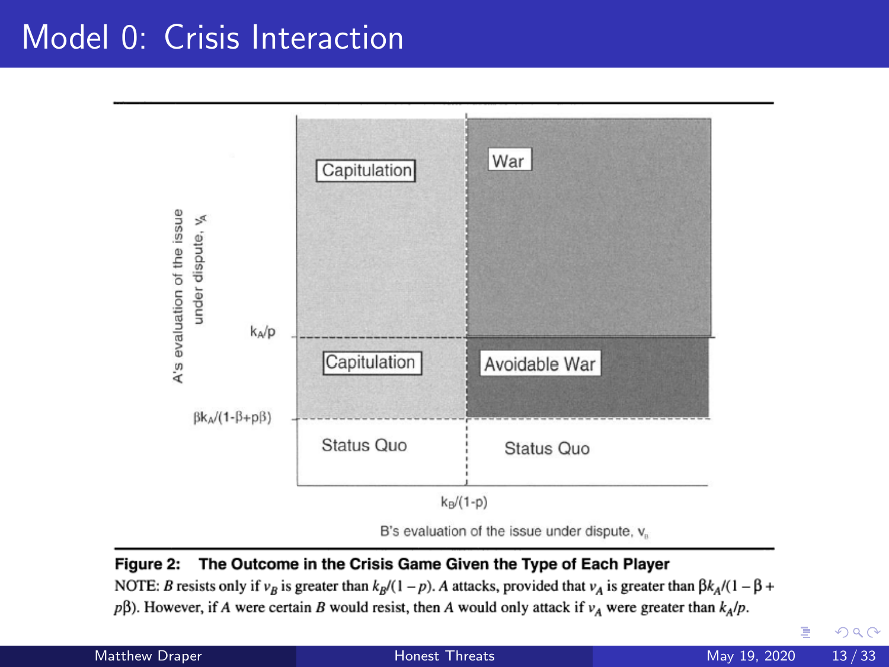# Model 0: Crisis Interaction

| | $v_B < k_B/(1-p)$ | $v_B > k_B/(1-p)$ |
|---|---|---|
| $v_A > k_A/p$ | Capitulation | War |
| $\beta k_A/(1-\beta+p\beta) < v_A < k_A/p$ | Capitulation | Avoidable War |
| $v_A < \beta k_A/(1-\beta+p\beta)$ | Status Quo | Status Quo |

Vertical axis: A's evaluation of the issue under dispute, $v_A$. Horizontal axis: B's evaluation of the issue under dispute, $v_B$.

**Figure 2: The Outcome in the Crisis Game Given the Type of Each Player**

NOTE: $B$ resists only if $v_B$ is greater than $k_B/(1-p)$. $A$ attacks, provided that $v_A$ is greater than $\beta k_A/(1-\beta+p\beta)$. However, if $A$ were certain $B$ would resist, then $A$ would only attack if $v_A$ were greater than $k_A/p$.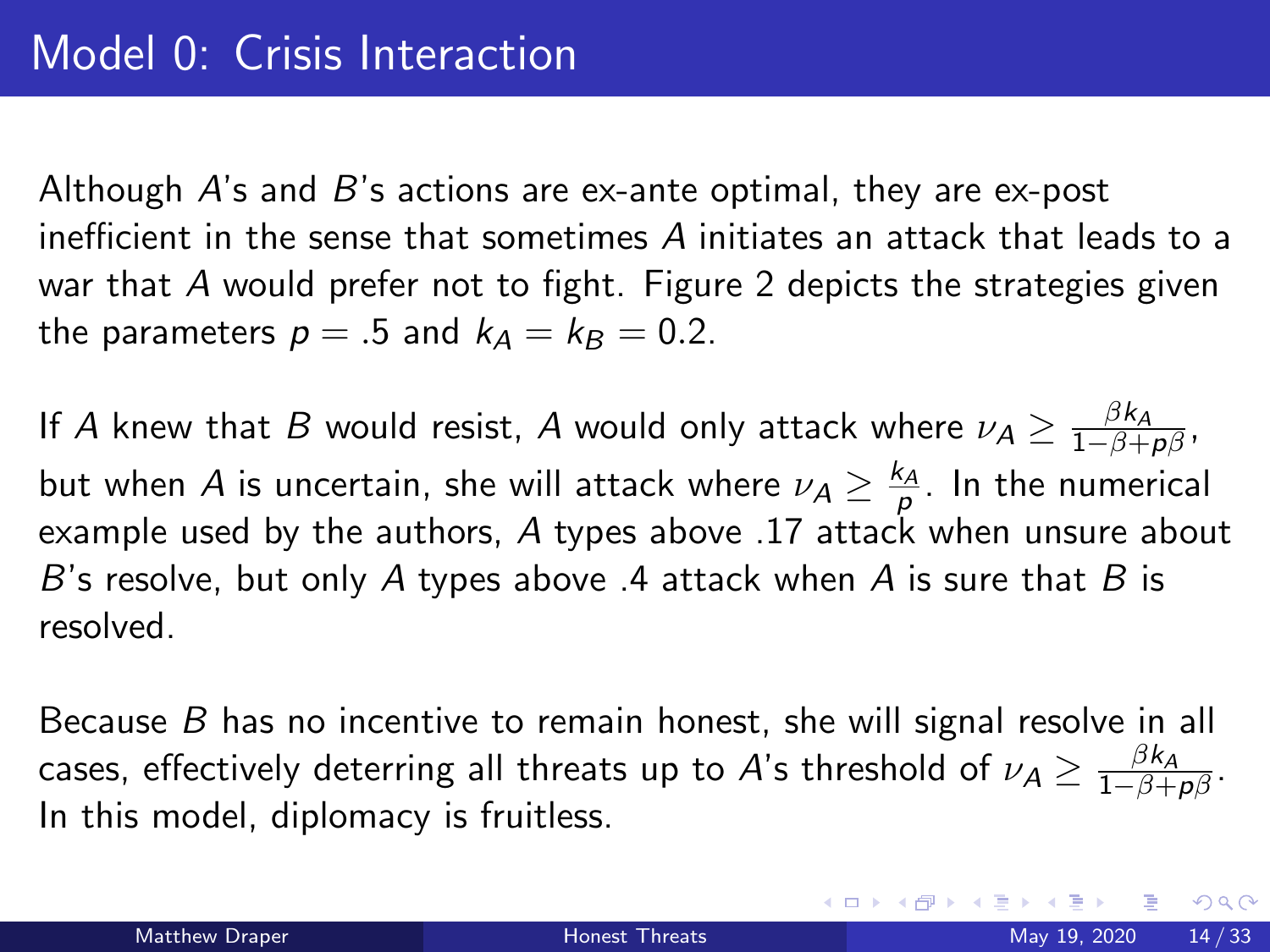# Model 0: Crisis Interaction

Although $A$'s and $B$'s actions are ex-ante optimal, they are ex-post inefficient in the sense that sometimes $A$ initiates an attack that leads to a war that $A$ would prefer not to fight. Figure 2 depicts the strategies given the parameters $p = .5$ and $k_A = k_B = 0.2$.

If $A$ knew that $B$ would resist, $A$ would only attack where $\nu_A \geq \frac{\beta k_A}{1-\beta+p\beta}$, but when $A$ is uncertain, she will attack where $\nu_A \geq \frac{k_A}{p}$. In the numerical example used by the authors, $A$ types above .17 attack when unsure about $B$'s resolve, but only $A$ types above .4 attack when $A$ is sure that $B$ is resolved.

Because $B$ has no incentive to remain honest, she will signal resolve in all cases, effectively deterring all threats up to $A$'s threshold of $\nu_A \geq \frac{\beta k_A}{1-\beta+p\beta}$. In this model, diplomacy is fruitless.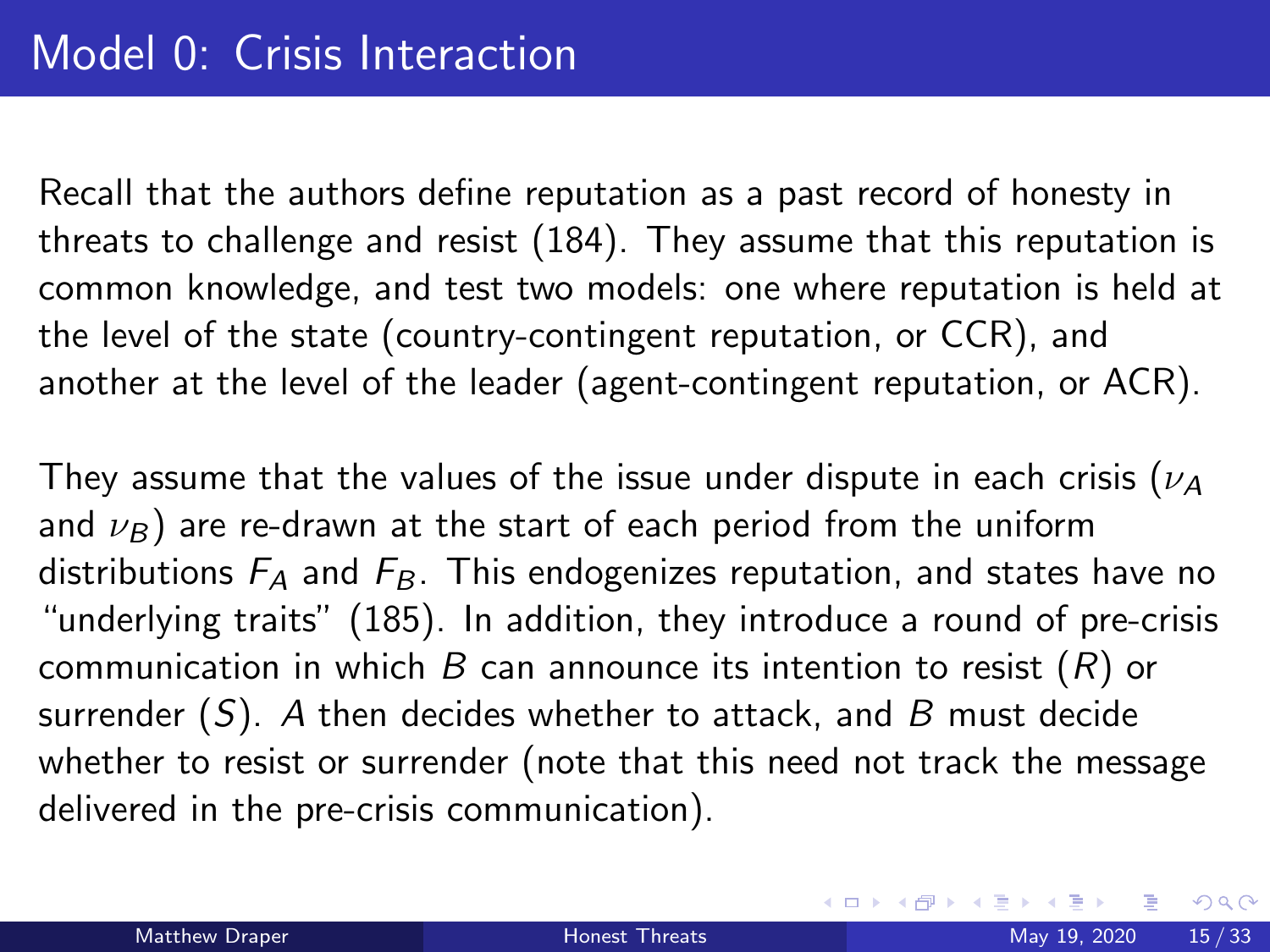# Model 0: Crisis Interaction

Recall that the authors define reputation as a past record of honesty in threats to challenge and resist (184). They assume that this reputation is common knowledge, and test two models: one where reputation is held at the level of the state (country-contingent reputation, or CCR), and another at the level of the leader (agent-contingent reputation, or ACR).

They assume that the values of the issue under dispute in each crisis ($\nu_A$ and $\nu_B$) are re-drawn at the start of each period from the uniform distributions $F_A$ and $F_B$. This endogenizes reputation, and states have no "underlying traits" (185). In addition, they introduce a round of pre-crisis communication in which $B$ can announce its intention to resist ($R$) or surrender ($S$). $A$ then decides whether to attack, and $B$ must decide whether to resist or surrender (note that this need not track the message delivered in the pre-crisis communication).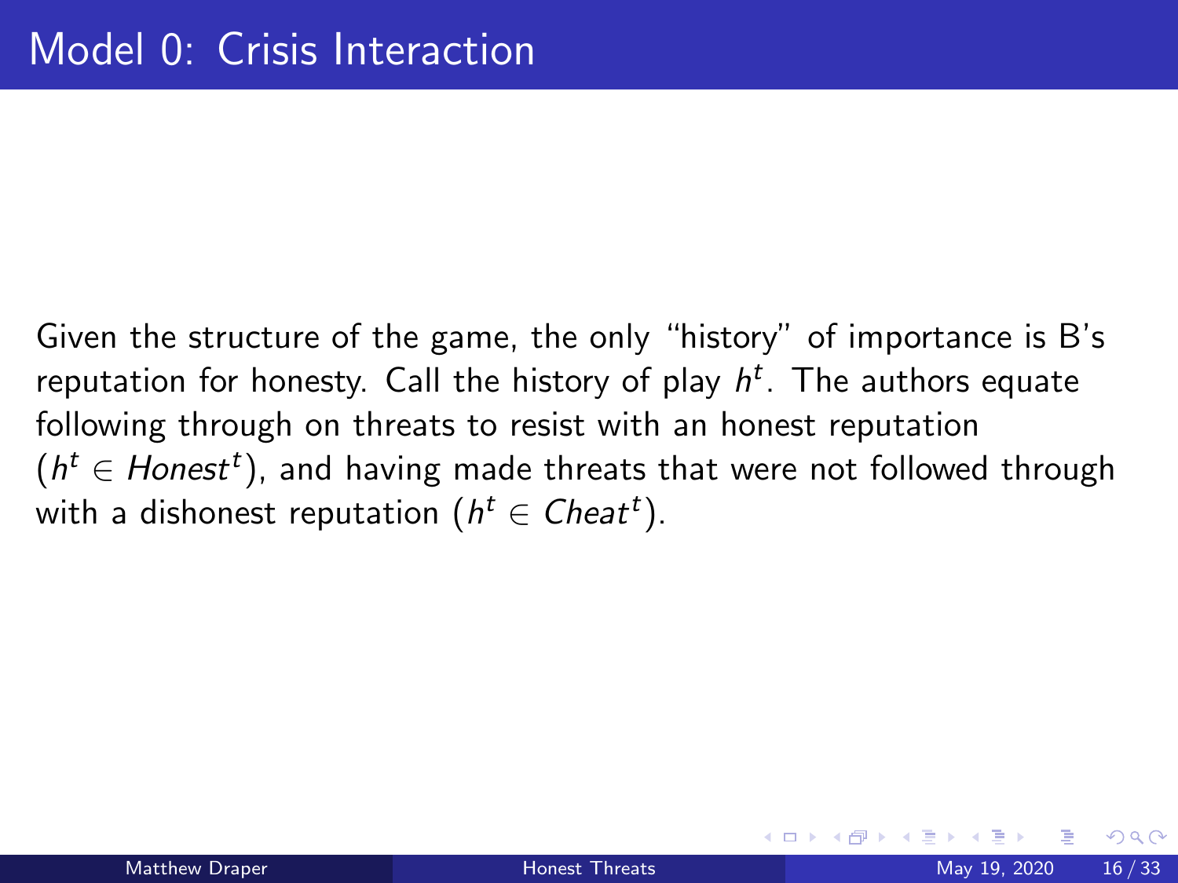# Model 0: Crisis Interaction

Given the structure of the game, the only "history" of importance is B's reputation for honesty. Call the history of play $h^t$. The authors equate following through on threats to resist with an honest reputation ($h^t \in Honest^t$), and having made threats that were not followed through with a dishonest reputation ($h^t \in Cheat^t$).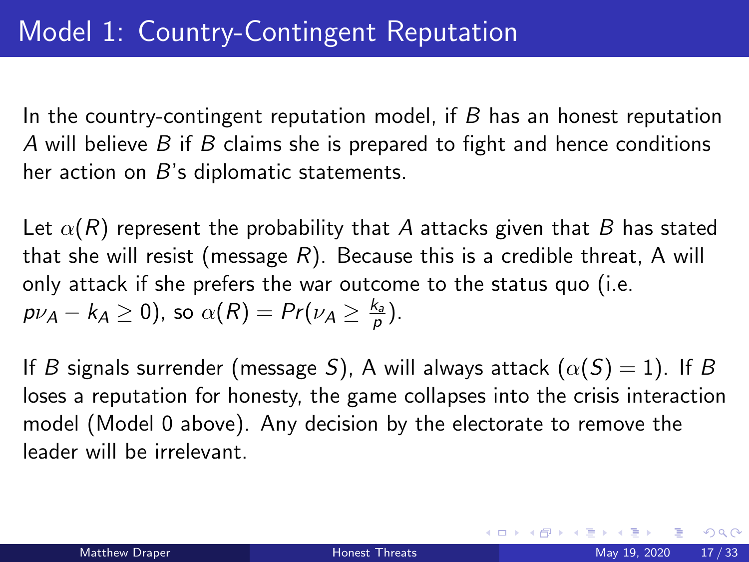# Model 1: Country-Contingent Reputation

In the country-contingent reputation model, if $B$ has an honest reputation $A$ will believe $B$ if $B$ claims she is prepared to fight and hence conditions her action on $B$'s diplomatic statements.

Let $\alpha(R)$ represent the probability that $A$ attacks given that $B$ has stated that she will resist (message $R$). Because this is a credible threat, A will only attack if she prefers the war outcome to the status quo (i.e. $p\nu_A - k_A \geq 0$), so $\alpha(R) = Pr(\nu_A \geq \frac{k_a}{p})$.

If $B$ signals surrender (message $S$), A will always attack ($\alpha(S) = 1$). If $B$ loses a reputation for honesty, the game collapses into the crisis interaction model (Model 0 above). Any decision by the electorate to remove the leader will be irrelevant.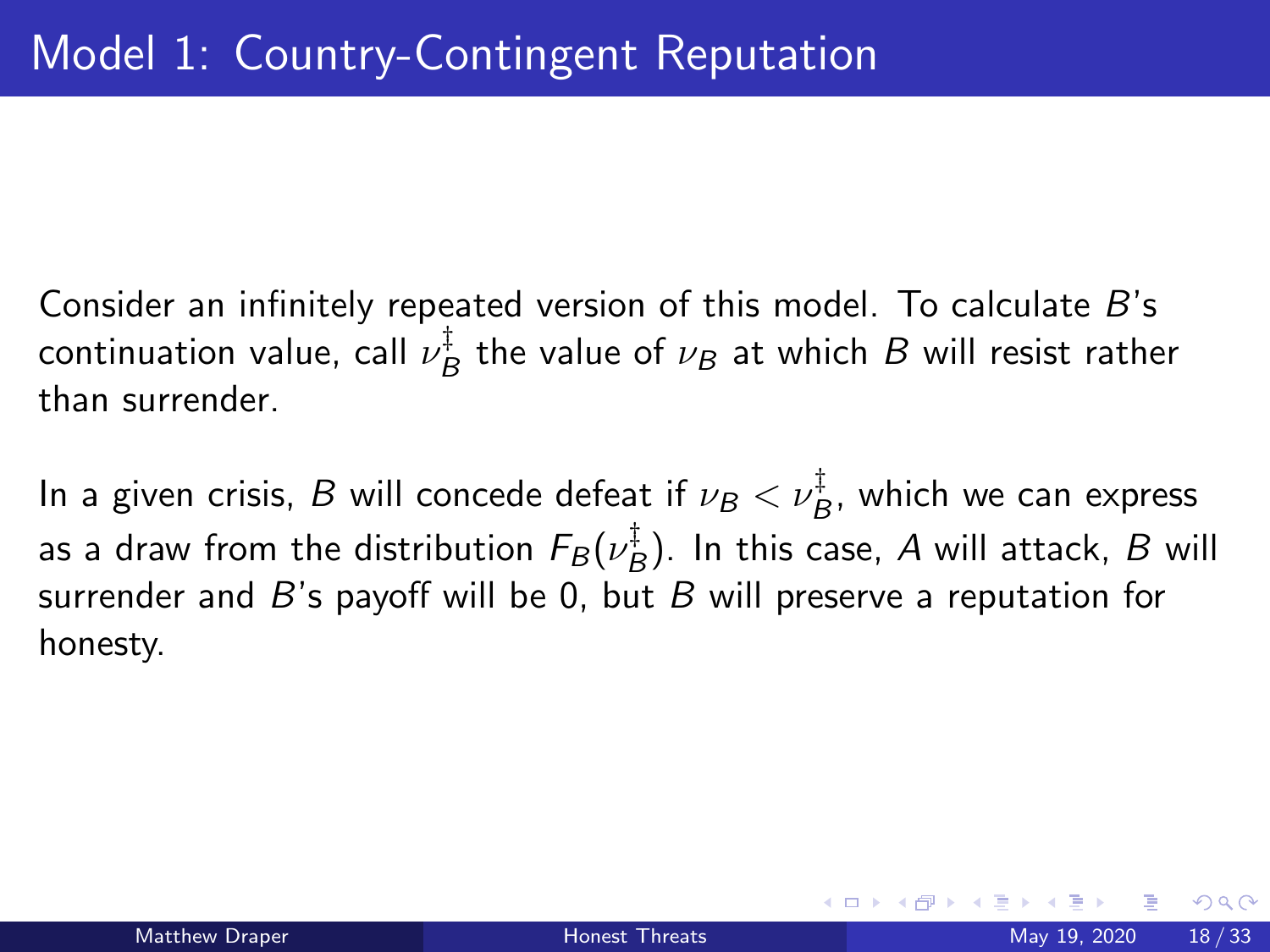# Model 1: Country-Contingent Reputation

Consider an infinitely repeated version of this model. To calculate $B$'s continuation value, call $\nu_B^{\ddagger}$ the value of $\nu_B$ at which $B$ will resist rather than surrender.

In a given crisis, $B$ will concede defeat if $\nu_B < \nu_B^{\ddagger}$, which we can express as a draw from the distribution $F_B(\nu_B^{\ddagger})$. In this case, $A$ will attack, $B$ will surrender and $B$'s payoff will be 0, but $B$ will preserve a reputation for honesty.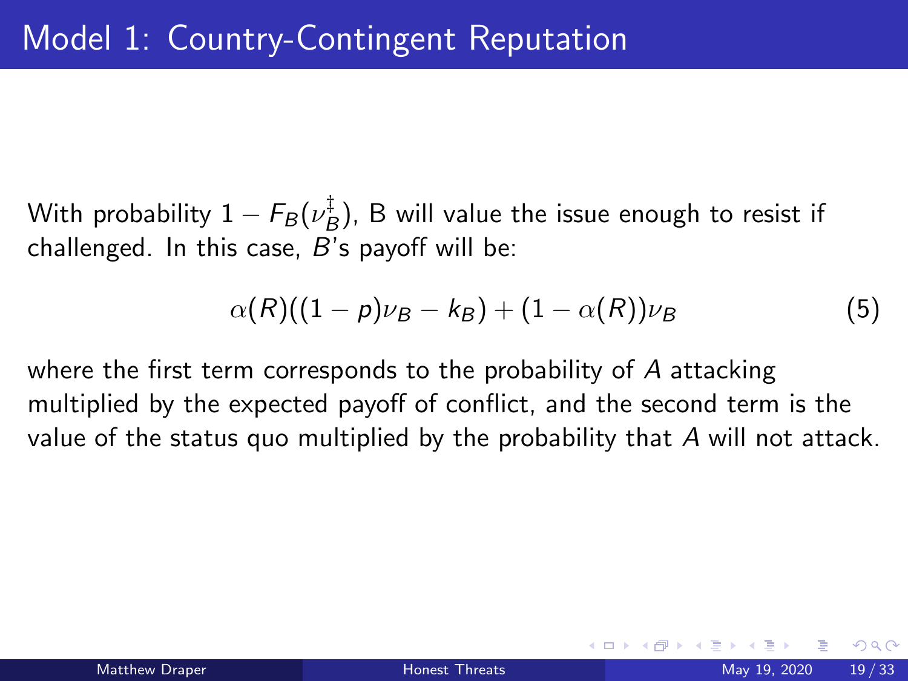# Model 1: Country-Contingent Reputation

With probability $1 - F_B(\nu_B^{\ddagger})$, B will value the issue enough to resist if challenged. In this case, $B$'s payoff will be:

$$\alpha(R)((1-p)\nu_B - k_B) + (1 - \alpha(R))\nu_B \tag{5}$$

where the first term corresponds to the probability of $A$ attacking multiplied by the expected payoff of conflict, and the second term is the value of the status quo multiplied by the probability that $A$ will not attack.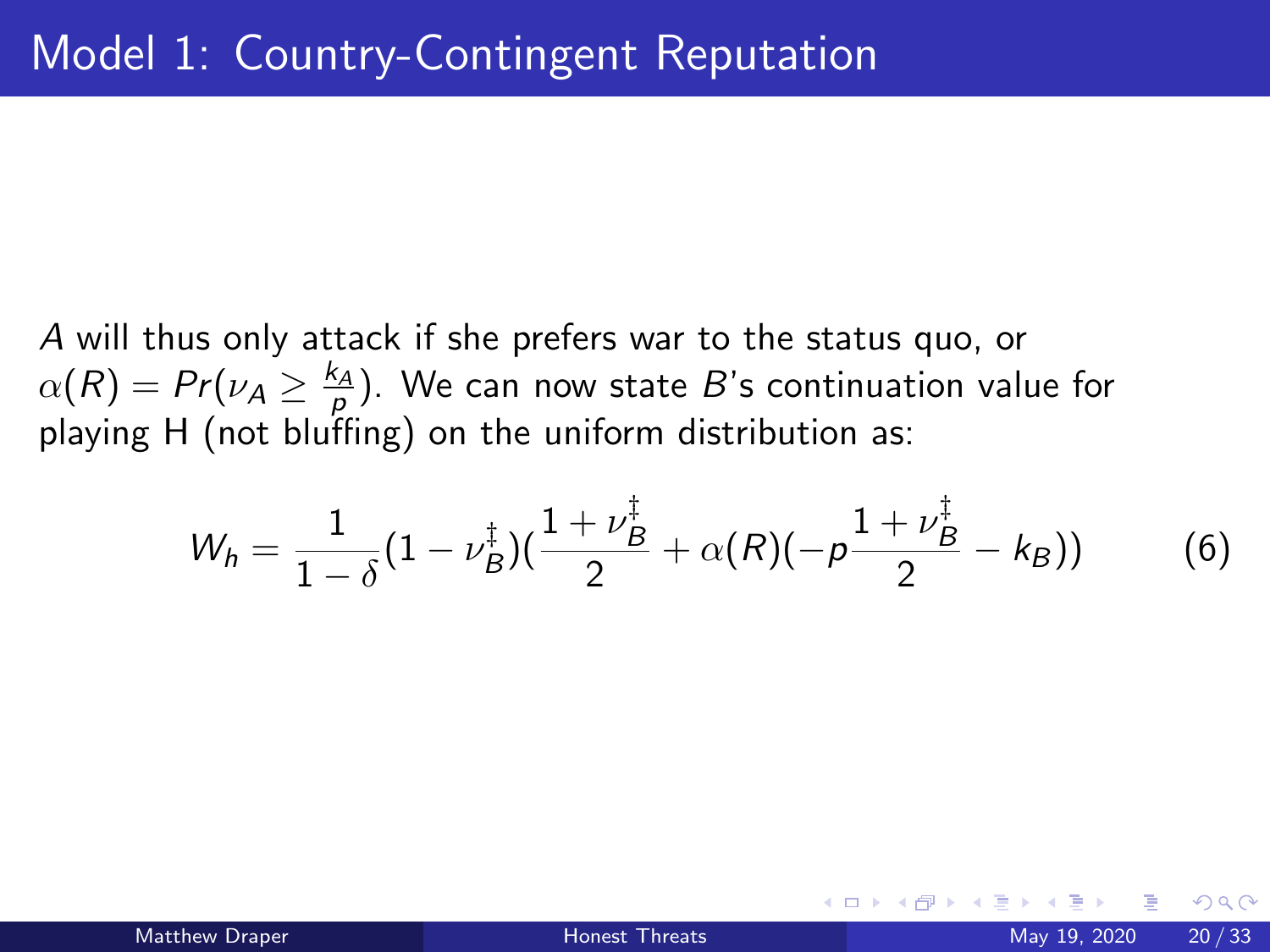# Model 1: Country-Contingent Reputation

$A$ will thus only attack if she prefers war to the status quo, or $\alpha(R) = Pr(\nu_A \geq \frac{k_A}{p})$. We can now state $B$'s continuation value for playing H (not bluffing) on the uniform distribution as:

$$W_h = \frac{1}{1-\delta}(1 - \nu_B^{\ddagger})(\frac{1 + \nu_B^{\ddagger}}{2} + \alpha(R)(-p\frac{1 + \nu_B^{\ddagger}}{2} - k_B)) \tag{6}$$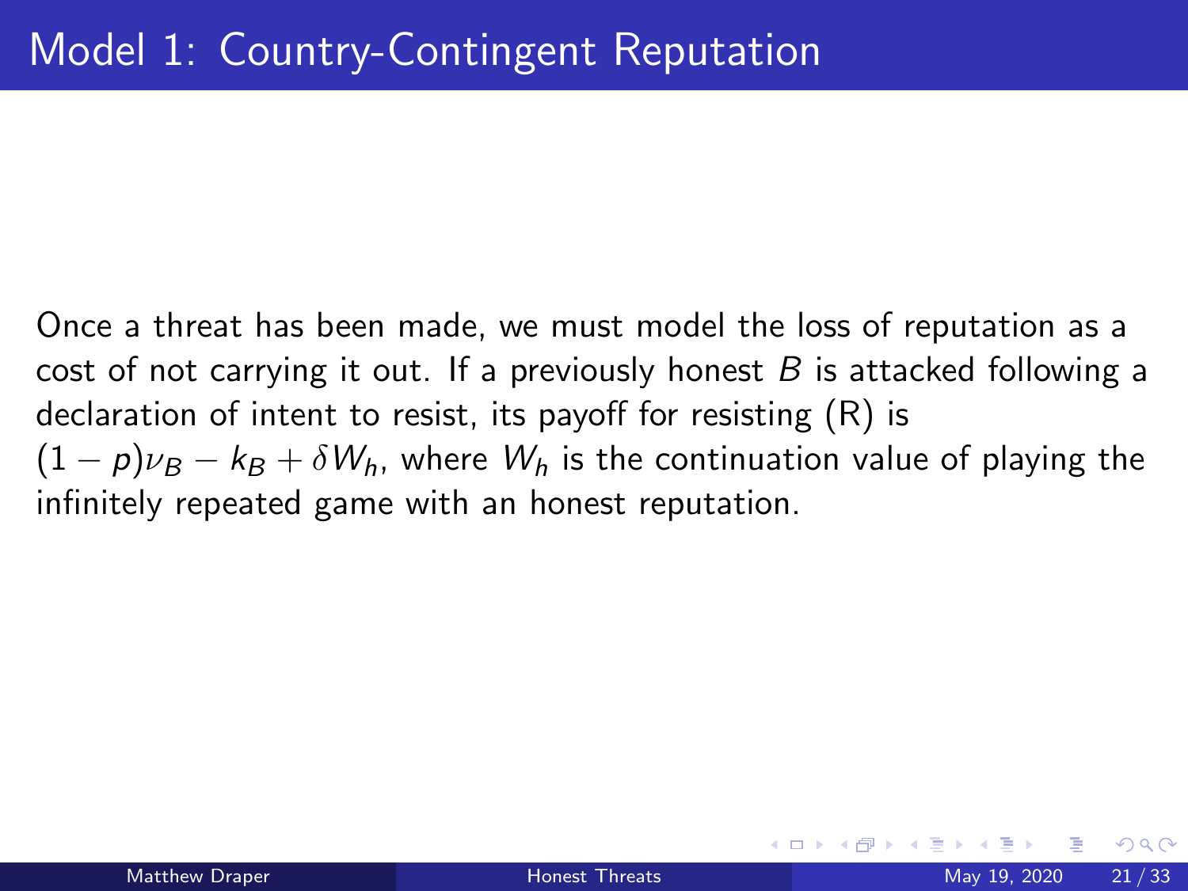# Model 1: Country-Contingent Reputation

Once a threat has been made, we must model the loss of reputation as a cost of not carrying it out. If a previously honest $B$ is attacked following a declaration of intent to resist, its payoff for resisting (R) is $(1-p)\nu_B - k_B + \delta W_h$, where $W_h$ is the continuation value of playing the infinitely repeated game with an honest reputation.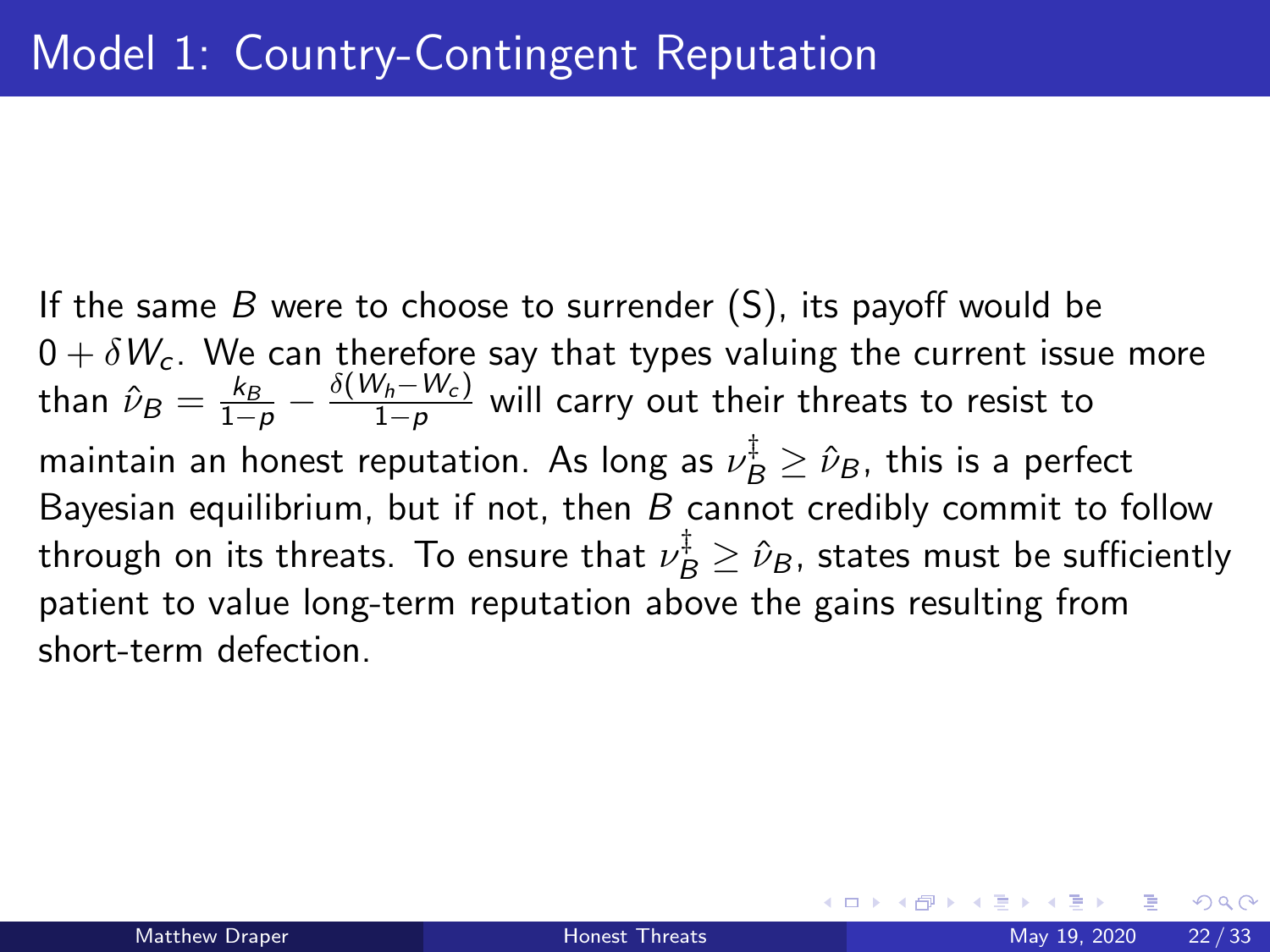# Model 1: Country-Contingent Reputation

If the same $B$ were to choose to surrender (S), its payoff would be $0 + \delta W_c$. We can therefore say that types valuing the current issue more than $\hat{\nu}_B = \frac{k_B}{1-p} - \frac{\delta(W_h - W_c)}{1-p}$ will carry out their threats to resist to maintain an honest reputation. As long as $\nu_B^{\ddagger} \geq \hat{\nu}_B$, this is a perfect Bayesian equilibrium, but if not, then $B$ cannot credibly commit to follow through on its threats. To ensure that $\nu_B^{\ddagger} \geq \hat{\nu}_B$, states must be sufficiently patient to value long-term reputation above the gains resulting from short-term defection.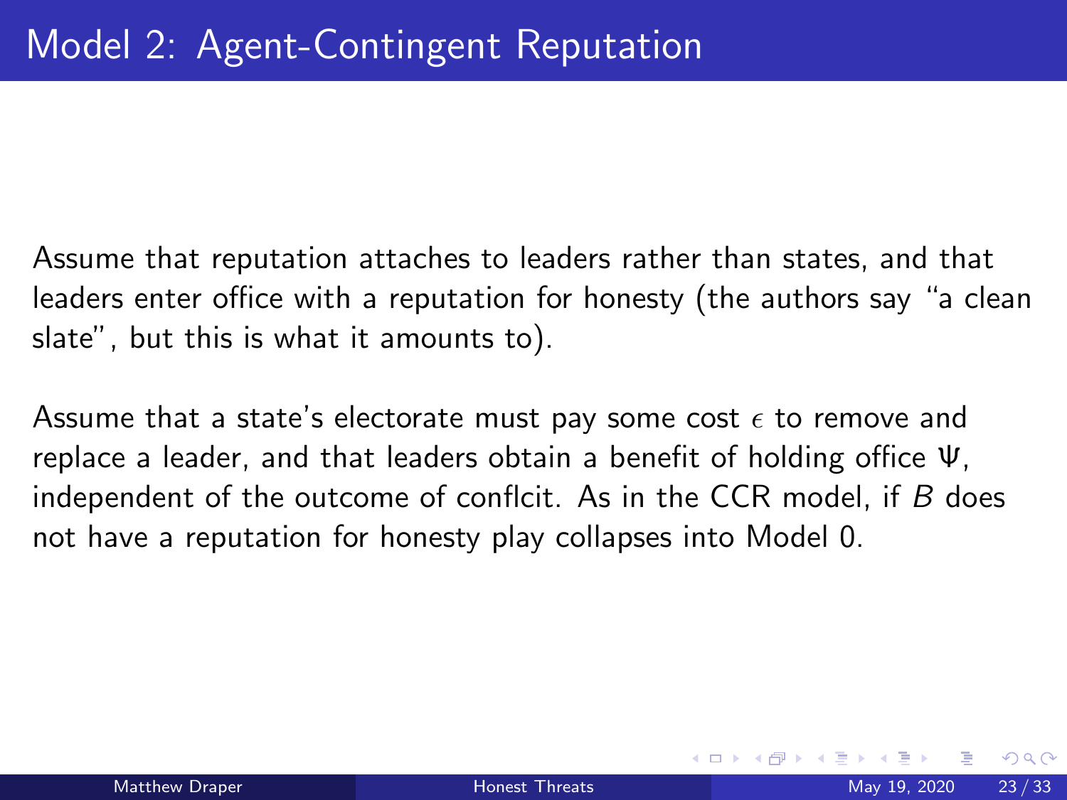# Model 2: Agent-Contingent Reputation

Assume that reputation attaches to leaders rather than states, and that leaders enter office with a reputation for honesty (the authors say "a clean slate", but this is what it amounts to).

Assume that a state's electorate must pay some cost $\epsilon$ to remove and replace a leader, and that leaders obtain a benefit of holding office $\Psi$, independent of the outcome of conflcit. As in the CCR model, if $B$ does not have a reputation for honesty play collapses into Model 0.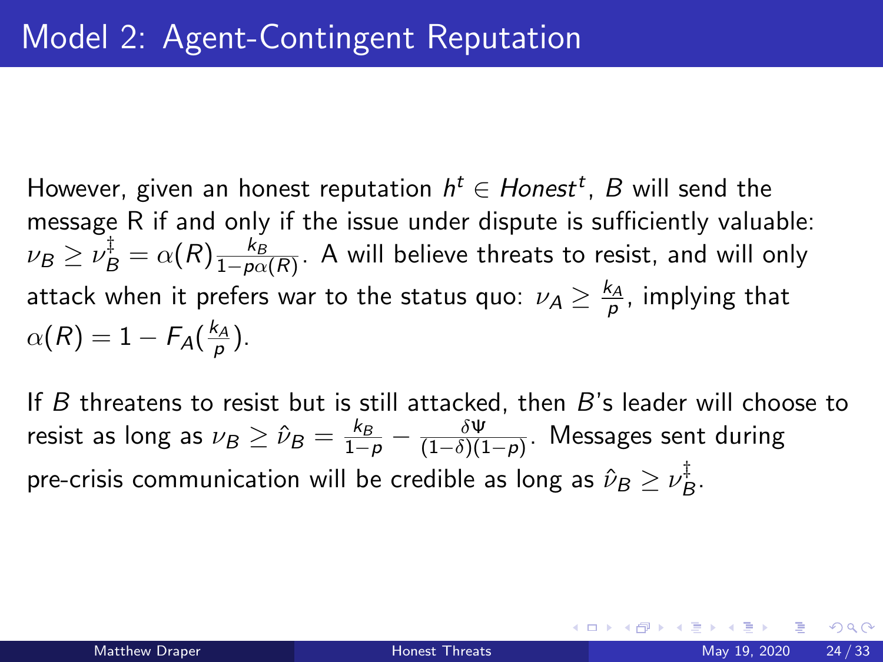# Model 2: Agent-Contingent Reputation

However, given an honest reputation $h^t \in Honest^t$, $B$ will send the message R if and only if the issue under dispute is sufficiently valuable: $\nu_B \geq \nu_B^{\ddagger} = \alpha(R)\frac{k_B}{1-p\alpha(R)}$. A will believe threats to resist, and will only attack when it prefers war to the status quo: $\nu_A \geq \frac{k_A}{p}$, implying that $\alpha(R) = 1 - F_A(\frac{k_A}{p})$.

If $B$ threatens to resist but is still attacked, then $B$'s leader will choose to resist as long as $\nu_B \geq \hat{\nu}_B = \frac{k_B}{1-p} - \frac{\delta\Psi}{(1-\delta)(1-p)}$. Messages sent during pre-crisis communication will be credible as long as $\hat{\nu}_B \geq \nu_B^{\ddagger}$.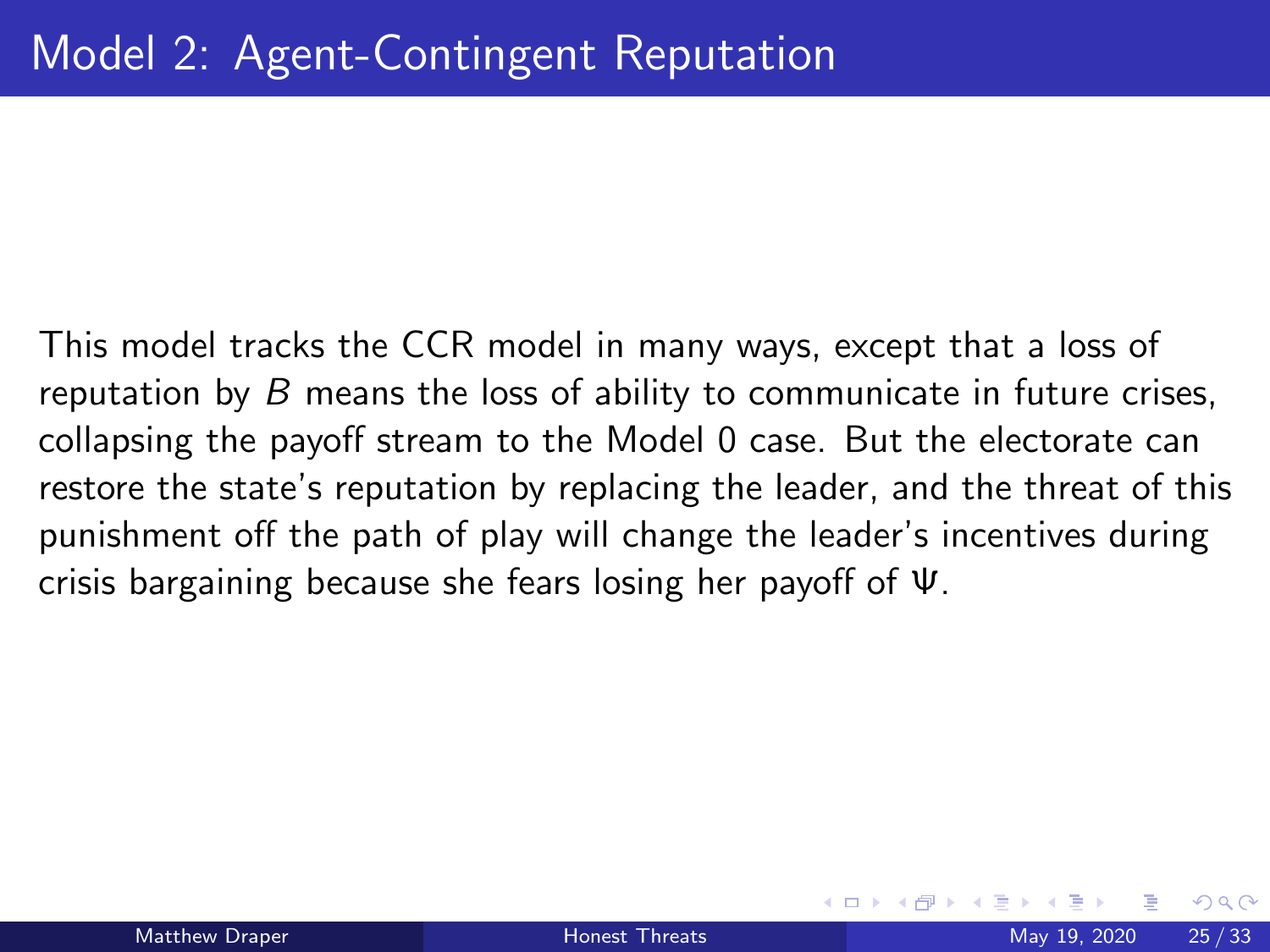# Model 2: Agent-Contingent Reputation

This model tracks the CCR model in many ways, except that a loss of reputation by $B$ means the loss of ability to communicate in future crises, collapsing the payoff stream to the Model 0 case. But the electorate can restore the state's reputation by replacing the leader, and the threat of this punishment off the path of play will change the leader's incentives during crisis bargaining because she fears losing her payoff of $\Psi$.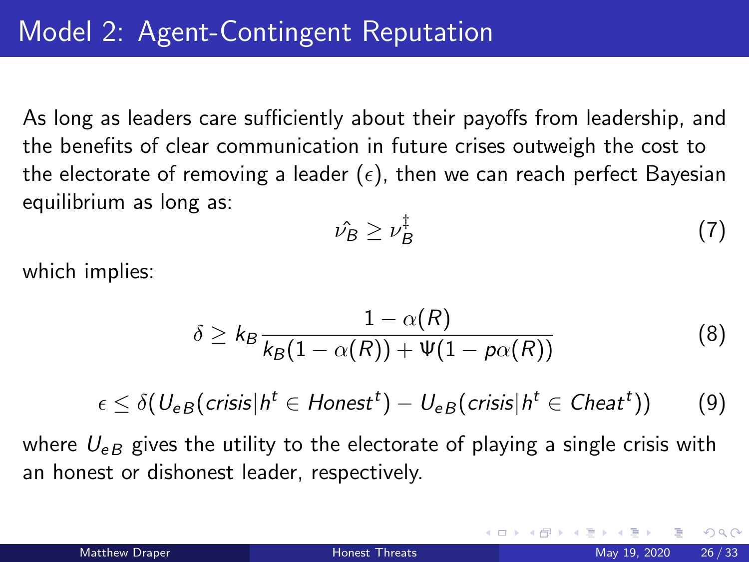# Model 2: Agent-Contingent Reputation

As long as leaders care sufficiently about their payoffs from leadership, and the benefits of clear communication in future crises outweigh the cost to the electorate of removing a leader ($\epsilon$), then we can reach perfect Bayesian equilibrium as long as:

$$\hat{\nu_B} \geq \nu_B^{\ddagger} \tag{7}$$

which implies:

$$\delta \geq k_B \frac{1 - \alpha(R)}{k_B(1 - \alpha(R)) + \Psi(1 - p\alpha(R))} \tag{8}$$

$$\epsilon \leq \delta(U_{eB}(crisis|h^t \in Honest^t) - U_{eB}(crisis|h^t \in Cheat^t)) \tag{9}$$

where $U_{eB}$ gives the utility to the electorate of playing a single crisis with an honest or dishonest leader, respectively.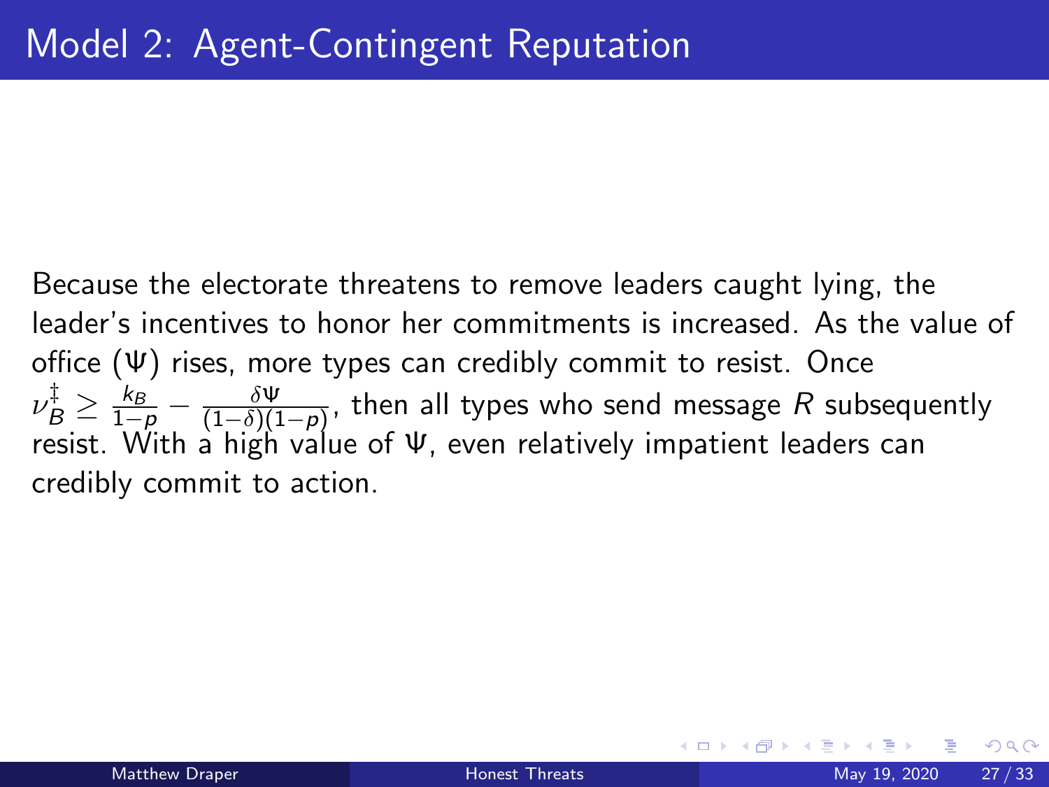# Model 2: Agent-Contingent Reputation

Because the electorate threatens to remove leaders caught lying, the leader's incentives to honor her commitments is increased. As the value of office ($\Psi$) rises, more types can credibly commit to resist. Once $\nu_B^{\ddagger} \geq \frac{k_B}{1-p} - \frac{\delta \Psi}{(1-\delta)(1-p)}$, then all types who send message $R$ subsequently resist. With a high value of $\Psi$, even relatively impatient leaders can credibly commit to action.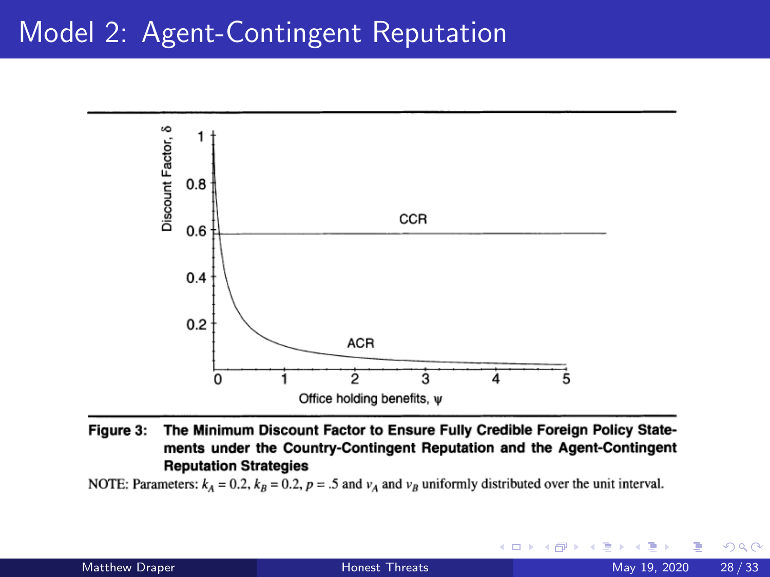# Model 2: Agent-Contingent Reputation

**Figure 3: The Minimum Discount Factor to Ensure Fully Credible Foreign Policy Statements under the Country-Contingent Reputation and the Agent-Contingent Reputation Strategies**

NOTE: Parameters: $k_A = 0.2$, $k_B = 0.2$, $p = .5$ and $v_A$ and $v_B$ uniformly distributed over the unit interval.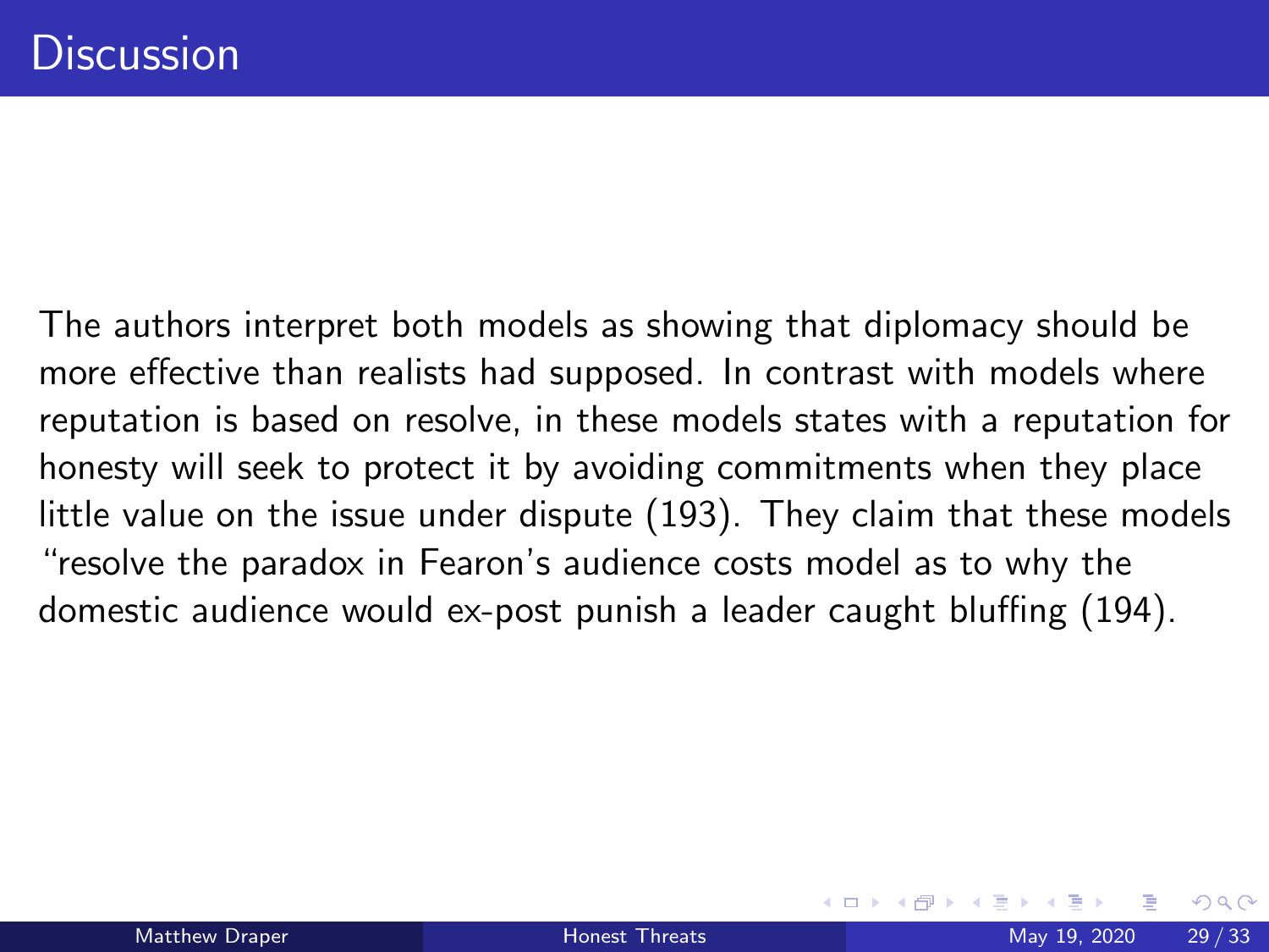# Discussion

The authors interpret both models as showing that diplomacy should be more effective than realists had supposed. In contrast with models where reputation is based on resolve, in these models states with a reputation for honesty will seek to protect it by avoiding commitments when they place little value on the issue under dispute (193). They claim that these models "resolve the paradox in Fearon's audience costs model as to why the domestic audience would ex-post punish a leader caught bluffing (194).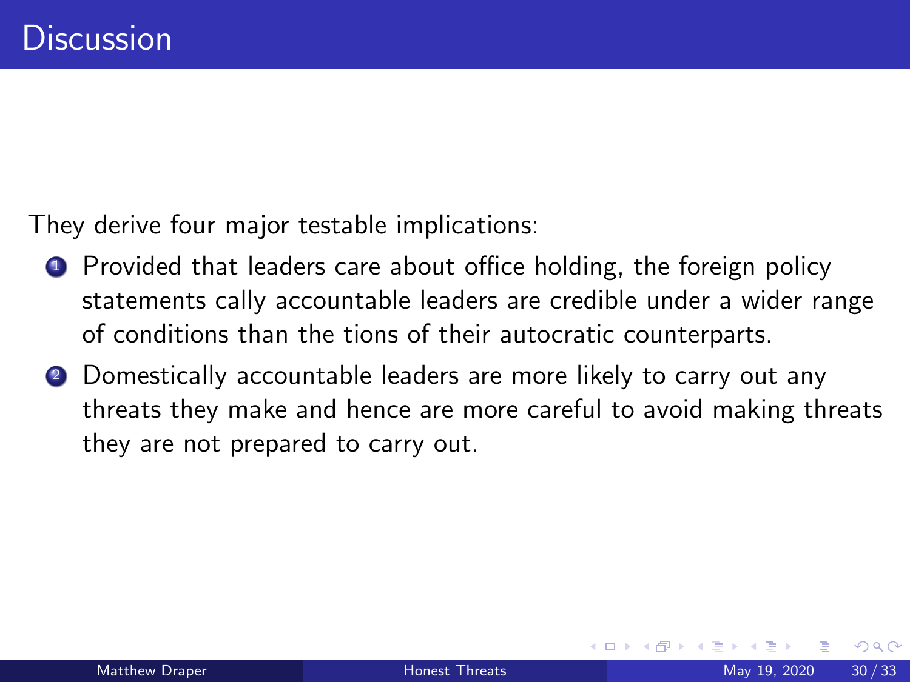# Discussion

They derive four major testable implications:

1. Provided that leaders care about office holding, the foreign policy statements cally accountable leaders are credible under a wider range of conditions than the tions of their autocratic counterparts.
2. Domestically accountable leaders are more likely to carry out any threats they make and hence are more careful to avoid making threats they are not prepared to carry out.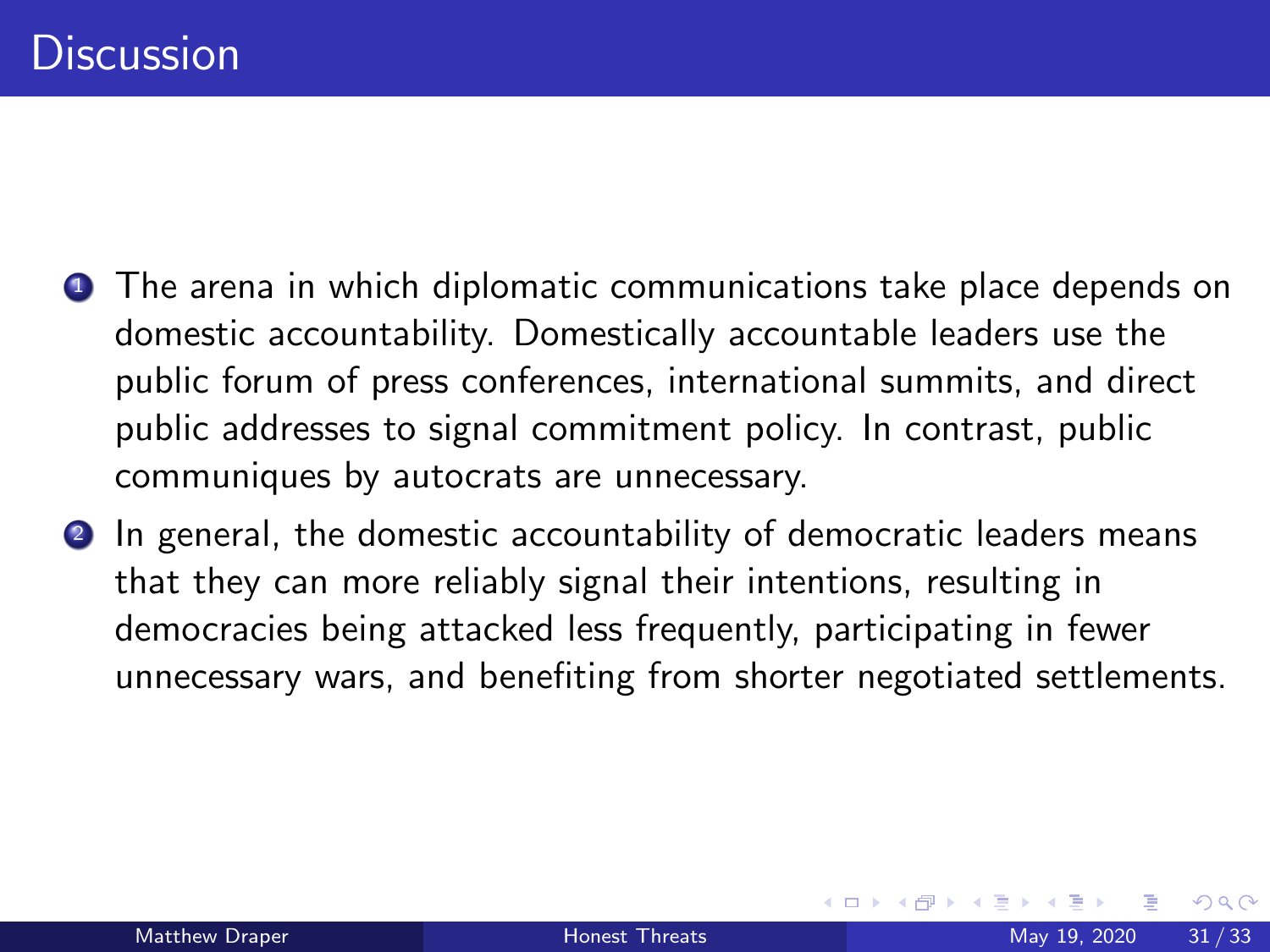# Discussion

1. The arena in which diplomatic communications take place depends on domestic accountability. Domestically accountable leaders use the public forum of press conferences, international summits, and direct public addresses to signal commitment policy. In contrast, public communiques by autocrats are unnecessary.
2. In general, the domestic accountability of democratic leaders means that they can more reliably signal their intentions, resulting in democracies being attacked less frequently, participating in fewer unnecessary wars, and benefiting from shorter negotiated settlements.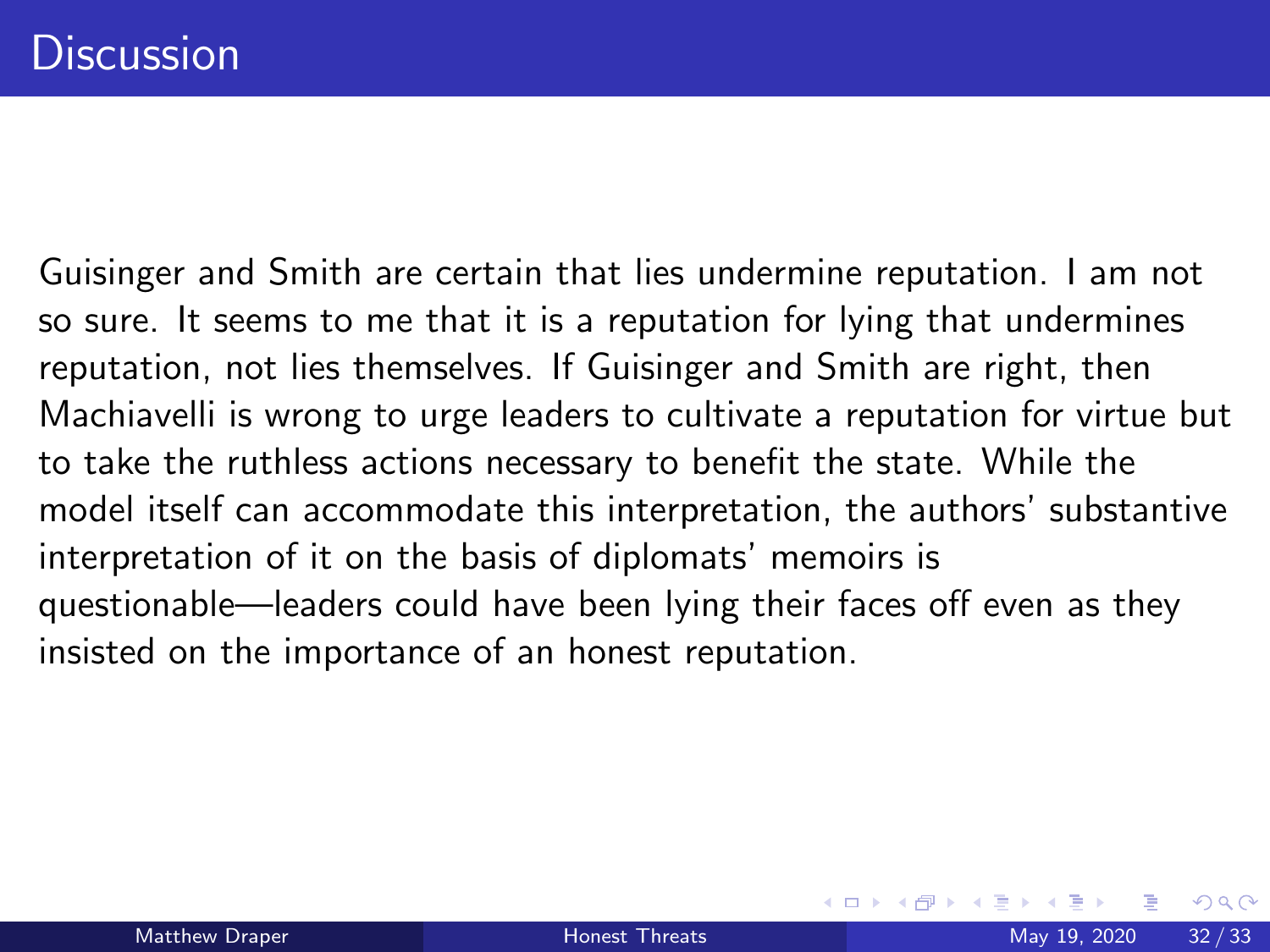# Discussion

Guisinger and Smith are certain that lies undermine reputation. I am not so sure. It seems to me that it is a reputation for lying that undermines reputation, not lies themselves. If Guisinger and Smith are right, then Machiavelli is wrong to urge leaders to cultivate a reputation for virtue but to take the ruthless actions necessary to benefit the state. While the model itself can accommodate this interpretation, the authors' substantive interpretation of it on the basis of diplomats' memoirs is questionable—leaders could have been lying their faces off even as they insisted on the importance of an honest reputation.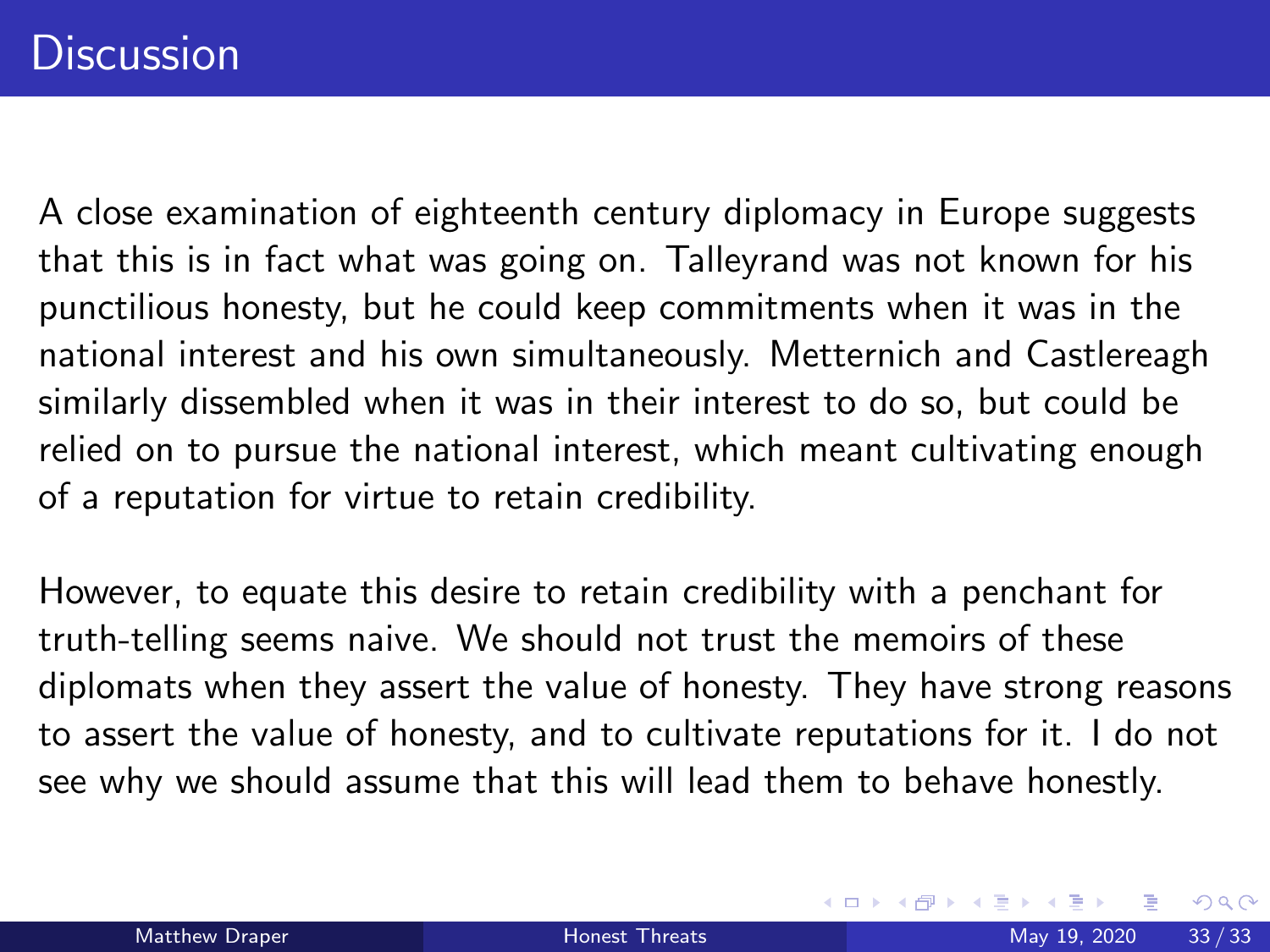# Discussion

A close examination of eighteenth century diplomacy in Europe suggests that this is in fact what was going on. Talleyrand was not known for his punctilious honesty, but he could keep commitments when it was in the national interest and his own simultaneously. Metternich and Castlereagh similarly dissembled when it was in their interest to do so, but could be relied on to pursue the national interest, which meant cultivating enough of a reputation for virtue to retain credibility.

However, to equate this desire to retain credibility with a penchant for truth-telling seems naive. We should not trust the memoirs of these diplomats when they assert the value of honesty. They have strong reasons to assert the value of honesty, and to cultivate reputations for it. I do not see why we should assume that this will lead them to behave honestly.